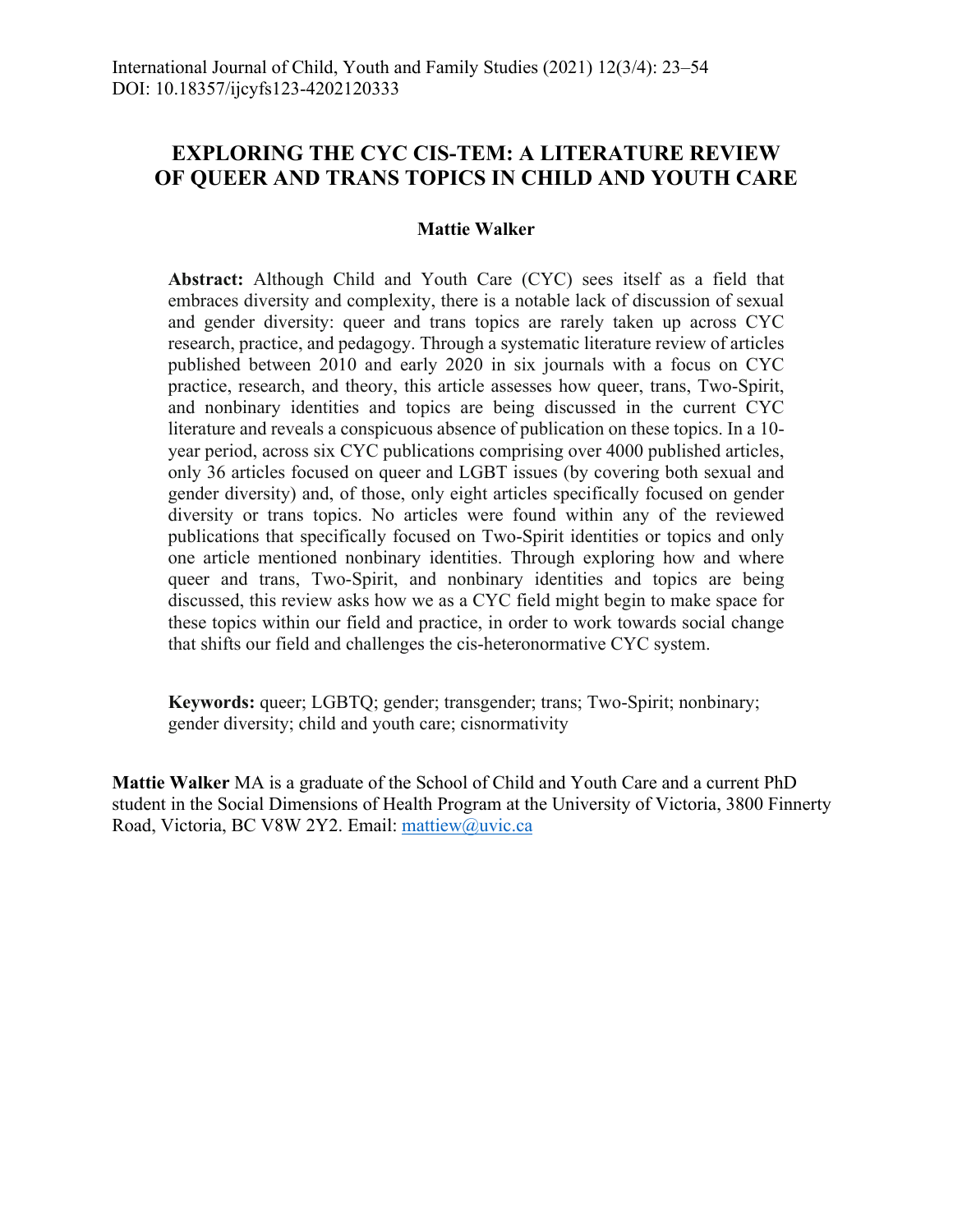# EXPLORING THE CYC CIS-TEM: A LITERATURE REVIEW OF QUEER AND TRANS TOPICS IN CHILD AND YOUTH CARE

**Mattie Walker**

**Abstract:** Although Child and Youth Care (CYC) sees itself as a field that embraces diversity and complexity, there is a notable lack of discussion of sexual and gender diversity: queer and trans topics are rarely taken up across CYC research, practice, and pedagogy. Through a systematic literature review of articles published between 2010 and early 2020 in six journals with a focus on CYC practice, research, and theory, this article assesses how queer, trans, Two-Spirit, and nonbinary identities and topics are being discussed in the current CYC literature and reveals a conspicuous absence of publication on these topics. In a 10-year period, across six CYC publications comprising over 4000 published articles, only 36 articles focused on queer and LGBT issues (by covering both sexual and gender diversity) and, of those, only eight articles specifically focused on gender diversity or trans topics. No articles were found within any of the reviewed publications that specifically focused on Two-Spirit identities or topics and only one article mentioned nonbinary identities. Through exploring how and where queer and trans, Two-Spirit, and nonbinary identities and topics are being discussed, this review asks how we as a CYC field might begin to make space for these topics within our field and practice, in order to work towards social change that shifts our field and challenges the cis-heteronormative CYC system.

**Keywords:** queer; LGBTQ; gender; transgender; trans; Two-Spirit; nonbinary; gender diversity; child and youth care; cisnormativity

**Mattie Walker** MA is a graduate of the School of Child and Youth Care and a current PhD student in the Social Dimensions of Health Program at the University of Victoria, 3800 Finnerty Road, Victoria, BC V8W 2Y2. Email: mattiew@uvic.ca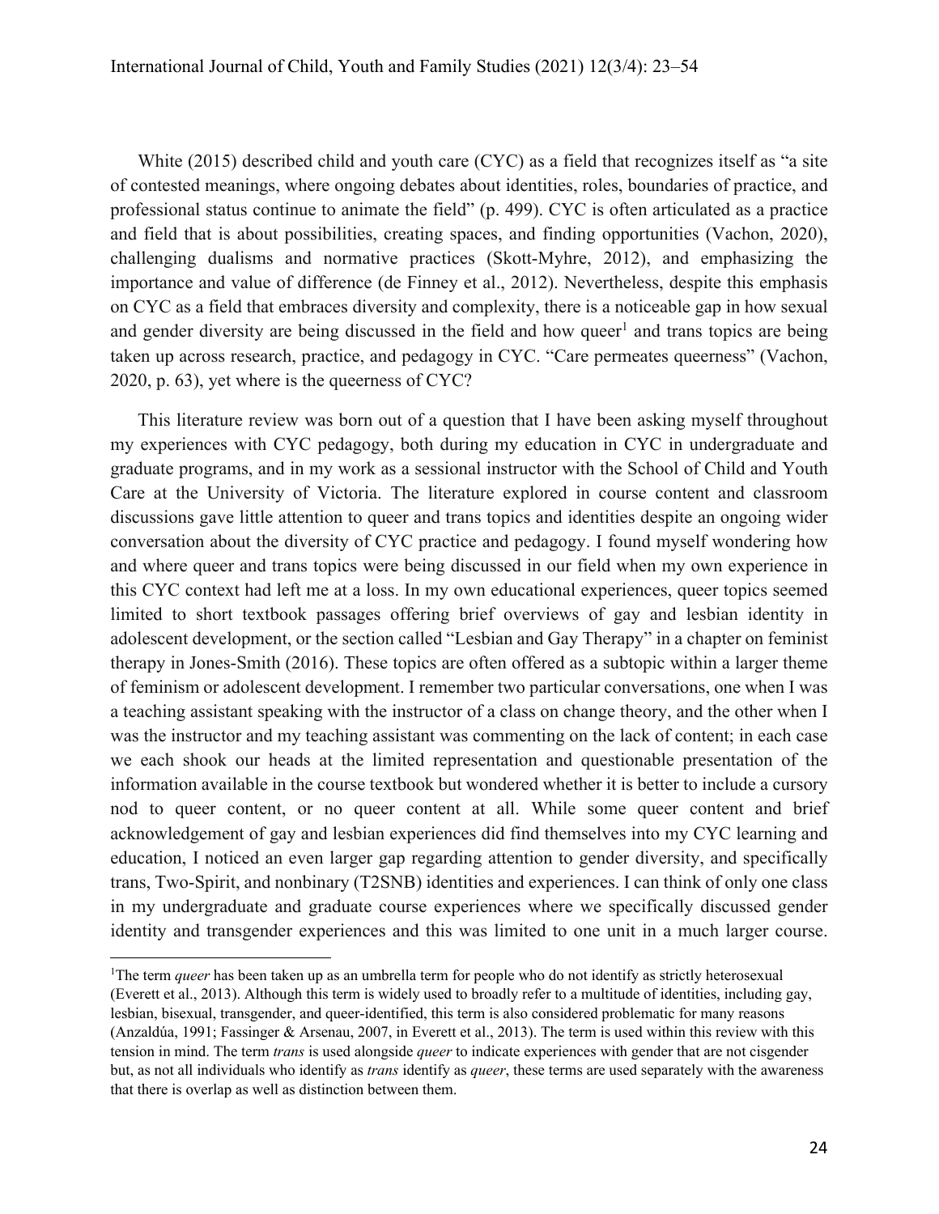White (2015) described child and youth care (CYC) as a field that recognizes itself as "a site of contested meanings, where ongoing debates about identities, roles, boundaries of practice, and professional status continue to animate the field" (p. 499). CYC is often articulated as a practice and field that is about possibilities, creating spaces, and finding opportunities (Vachon, 2020), challenging dualisms and normative practices (Skott-Myhre, 2012), and emphasizing the importance and value of difference (de Finney et al., 2012). Nevertheless, despite this emphasis on CYC as a field that embraces diversity and complexity, there is a noticeable gap in how sexual and gender diversity are being discussed in the field and how queer[1] and trans topics are being taken up across research, practice, and pedagogy in CYC. "Care permeates queerness" (Vachon, 2020, p. 63), yet where is the queerness of CYC?

This literature review was born out of a question that I have been asking myself throughout my experiences with CYC pedagogy, both during my education in CYC in undergraduate and graduate programs, and in my work as a sessional instructor with the School of Child and Youth Care at the University of Victoria. The literature explored in course content and classroom discussions gave little attention to queer and trans topics and identities despite an ongoing wider conversation about the diversity of CYC practice and pedagogy. I found myself wondering how and where queer and trans topics were being discussed in our field when my own experience in this CYC context had left me at a loss. In my own educational experiences, queer topics seemed limited to short textbook passages offering brief overviews of gay and lesbian identity in adolescent development, or the section called "Lesbian and Gay Therapy" in a chapter on feminist therapy in Jones-Smith (2016). These topics are often offered as a subtopic within a larger theme of feminism or adolescent development. I remember two particular conversations, one when I was a teaching assistant speaking with the instructor of a class on change theory, and the other when I was the instructor and my teaching assistant was commenting on the lack of content; in each case we each shook our heads at the limited representation and questionable presentation of the information available in the course textbook but wondered whether it is better to include a cursory nod to queer content, or no queer content at all. While some queer content and brief acknowledgement of gay and lesbian experiences did find themselves into my CYC learning and education, I noticed an even larger gap regarding attention to gender diversity, and specifically trans, Two-Spirit, and nonbinary (T2SNB) identities and experiences. I can think of only one class in my undergraduate and graduate course experiences where we specifically discussed gender identity and transgender experiences and this was limited to one unit in a much larger course.

[1]The term *queer* has been taken up as an umbrella term for people who do not identify as strictly heterosexual (Everett et al., 2013). Although this term is widely used to broadly refer to a multitude of identities, including gay, lesbian, bisexual, transgender, and queer-identified, this term is also considered problematic for many reasons (Anzaldúa, 1991; Fassinger & Arsenau, 2007, in Everett et al., 2013). The term is used within this review with this tension in mind. The term *trans* is used alongside *queer* to indicate experiences with gender that are not cisgender but, as not all individuals who identify as *trans* identify as *queer*, these terms are used separately with the awareness that there is overlap as well as distinction between them.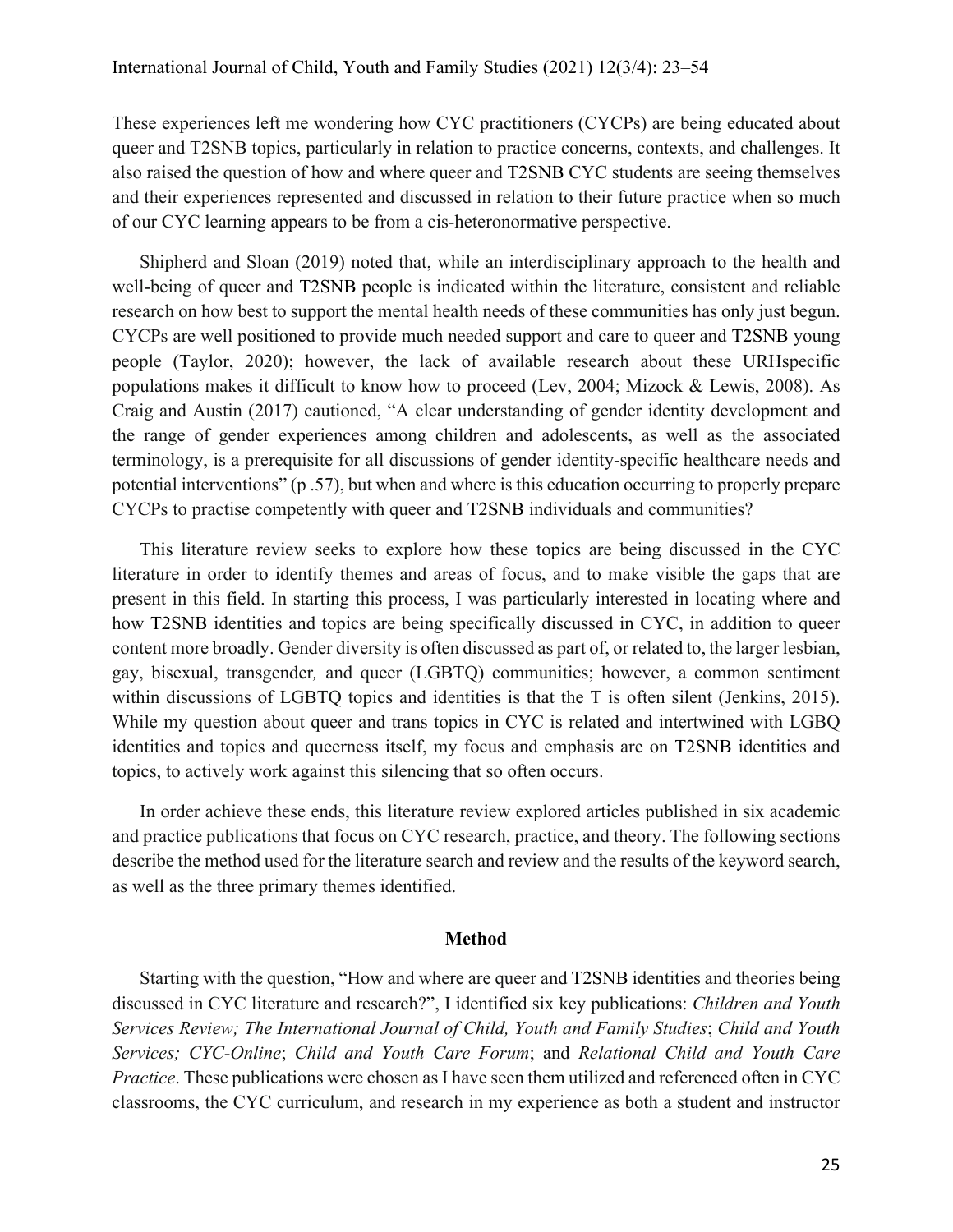These experiences left me wondering how CYC practitioners (CYCPs) are being educated about queer and T2SNB topics, particularly in relation to practice concerns, contexts, and challenges. It also raised the question of how and where queer and T2SNB CYC students are seeing themselves and their experiences represented and discussed in relation to their future practice when so much of our CYC learning appears to be from a cis-heteronormative perspective.

Shipherd and Sloan (2019) noted that, while an interdisciplinary approach to the health and well-being of queer and T2SNB people is indicated within the literature, consistent and reliable research on how best to support the mental health needs of these communities has only just begun. CYCPs are well positioned to provide much needed support and care to queer and T2SNB young people (Taylor, 2020); however, the lack of available research about these URHspecific populations makes it difficult to know how to proceed (Lev, 2004; Mizock & Lewis, 2008). As Craig and Austin (2017) cautioned, "A clear understanding of gender identity development and the range of gender experiences among children and adolescents, as well as the associated terminology, is a prerequisite for all discussions of gender identity-specific healthcare needs and potential interventions" (p .57), but when and where is this education occurring to properly prepare CYCPs to practise competently with queer and T2SNB individuals and communities?

This literature review seeks to explore how these topics are being discussed in the CYC literature in order to identify themes and areas of focus, and to make visible the gaps that are present in this field. In starting this process, I was particularly interested in locating where and how T2SNB identities and topics are being specifically discussed in CYC, in addition to queer content more broadly. Gender diversity is often discussed as part of, or related to, the larger lesbian, gay, bisexual, transgender, and queer (LGBTQ) communities; however, a common sentiment within discussions of LGBTQ topics and identities is that the T is often silent (Jenkins, 2015). While my question about queer and trans topics in CYC is related and intertwined with LGBQ identities and topics and queerness itself, my focus and emphasis are on T2SNB identities and topics, to actively work against this silencing that so often occurs.

In order achieve these ends, this literature review explored articles published in six academic and practice publications that focus on CYC research, practice, and theory. The following sections describe the method used for the literature search and review and the results of the keyword search, as well as the three primary themes identified.

## Method

Starting with the question, "How and where are queer and T2SNB identities and theories being discussed in CYC literature and research?", I identified six key publications: *Children and Youth Services Review; The International Journal of Child, Youth and Family Studies*; *Child and Youth Services; CYC-Online*; *Child and Youth Care Forum*; and *Relational Child and Youth Care Practice*. These publications were chosen as I have seen them utilized and referenced often in CYC classrooms, the CYC curriculum, and research in my experience as both a student and instructor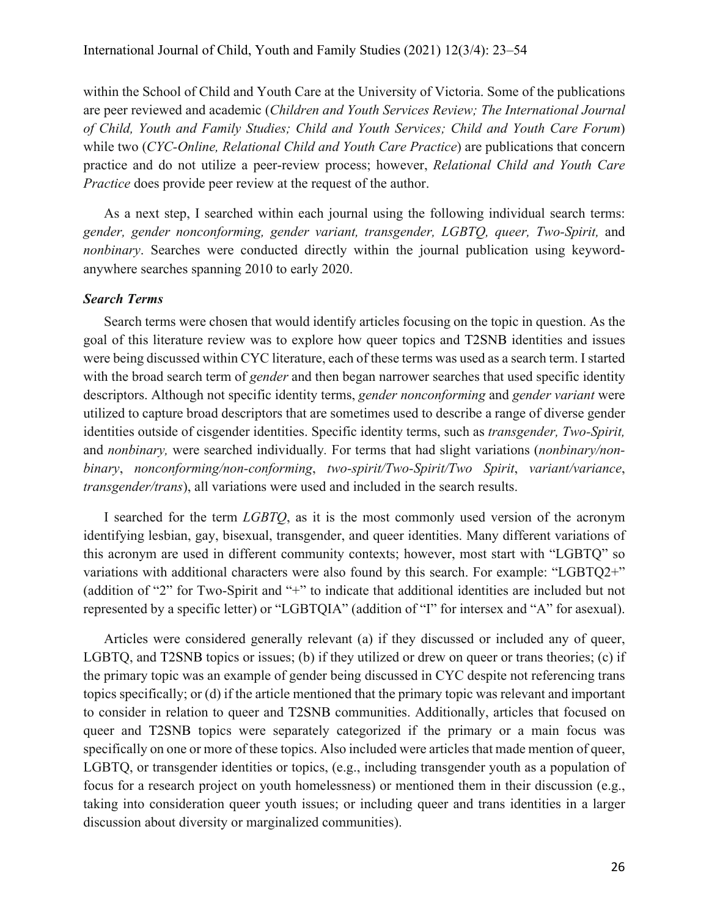within the School of Child and Youth Care at the University of Victoria. Some of the publications are peer reviewed and academic (*Children and Youth Services Review; The International Journal of Child, Youth and Family Studies; Child and Youth Services; Child and Youth Care Forum*) while two (*CYC-Online, Relational Child and Youth Care Practice*) are publications that concern practice and do not utilize a peer-review process; however, *Relational Child and Youth Care Practice* does provide peer review at the request of the author.

As a next step, I searched within each journal using the following individual search terms: *gender, gender nonconforming, gender variant, transgender, LGBTQ, queer, Two-Spirit,* and *nonbinary*. Searches were conducted directly within the journal publication using keyword-anywhere searches spanning 2010 to early 2020.

### *Search Terms*

Search terms were chosen that would identify articles focusing on the topic in question. As the goal of this literature review was to explore how queer topics and T2SNB identities and issues were being discussed within CYC literature, each of these terms was used as a search term. I started with the broad search term of *gender* and then began narrower searches that used specific identity descriptors. Although not specific identity terms, *gender nonconforming* and *gender variant* were utilized to capture broad descriptors that are sometimes used to describe a range of diverse gender identities outside of cisgender identities. Specific identity terms, such as *transgender, Two-Spirit,* and *nonbinary,* were searched individually. For terms that had slight variations (*nonbinary/non-binary*, *nonconforming/non-conforming*, *two-spirit/Two-Spirit/Two Spirit*, *variant/variance*, *transgender/trans*), all variations were used and included in the search results.

I searched for the term *LGBTQ*, as it is the most commonly used version of the acronym identifying lesbian, gay, bisexual, transgender, and queer identities. Many different variations of this acronym are used in different community contexts; however, most start with "LGBTQ" so variations with additional characters were also found by this search. For example: "LGBTQ2+" (addition of "2" for Two-Spirit and "+" to indicate that additional identities are included but not represented by a specific letter) or "LGBTQIA" (addition of "I" for intersex and "A" for asexual).

Articles were considered generally relevant (a) if they discussed or included any of queer, LGBTQ, and T2SNB topics or issues; (b) if they utilized or drew on queer or trans theories; (c) if the primary topic was an example of gender being discussed in CYC despite not referencing trans topics specifically; or (d) if the article mentioned that the primary topic was relevant and important to consider in relation to queer and T2SNB communities. Additionally, articles that focused on queer and T2SNB topics were separately categorized if the primary or a main focus was specifically on one or more of these topics. Also included were articles that made mention of queer, LGBTQ, or transgender identities or topics, (e.g., including transgender youth as a population of focus for a research project on youth homelessness) or mentioned them in their discussion (e.g., taking into consideration queer youth issues; or including queer and trans identities in a larger discussion about diversity or marginalized communities).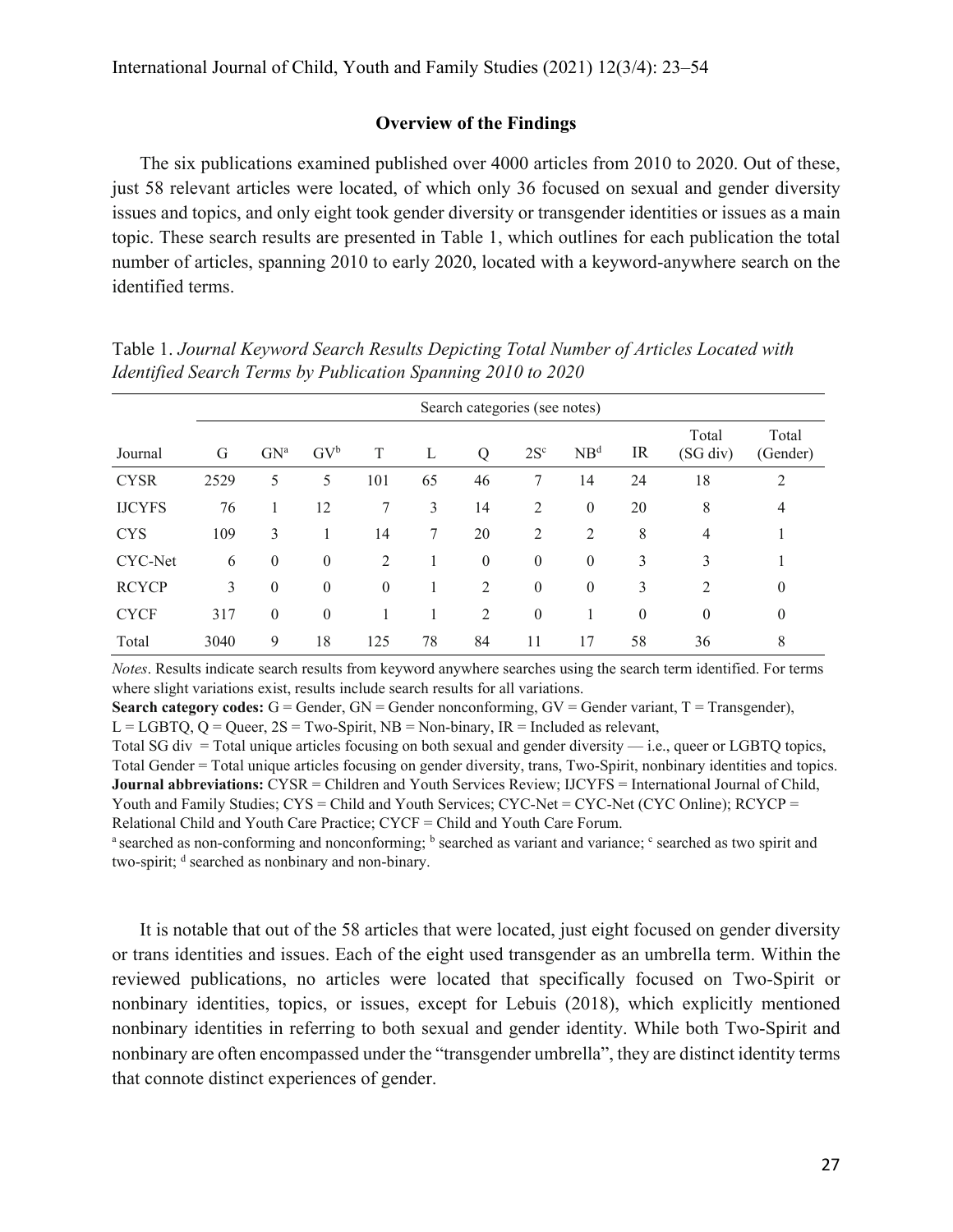### Overview of the Findings

The six publications examined published over 4000 articles from 2010 to 2020. Out of these, just 58 relevant articles were located, of which only 36 focused on sexual and gender diversity issues and topics, and only eight took gender diversity or transgender identities or issues as a main topic. These search results are presented in Table 1, which outlines for each publication the total number of articles, spanning 2010 to early 2020, located with a keyword-anywhere search on the identified terms.

Table 1. *Journal Keyword Search Results Depicting Total Number of Articles Located with Identified Search Terms by Publication Spanning 2010 to 2020*

| | Search categories (see notes) | | | | | | | | | | |
|---|---|---|---|---|---|---|---|---|---|---|---|
| Journal | G | GN[a] | GV[b] | T | L | Q | 2S[c] | NB[d] | IR | Total (SG div) | Total (Gender) |
| CYSR | 2529 | 5 | 5 | 101 | 65 | 46 | 7 | 14 | 24 | 18 | 2 |
| IJCYFS | 76 | 1 | 12 | 7 | 3 | 14 | 2 | 0 | 20 | 8 | 4 |
| CYS | 109 | 3 | 1 | 14 | 7 | 20 | 2 | 2 | 8 | 4 | 1 |
| CYC-Net | 6 | 0 | 0 | 2 | 1 | 0 | 0 | 0 | 3 | 3 | 1 |
| RCYCP | 3 | 0 | 0 | 0 | 1 | 2 | 0 | 0 | 3 | 2 | 0 |
| CYCF | 317 | 0 | 0 | 1 | 1 | 2 | 0 | 1 | 0 | 0 | 0 |
| Total | 3040 | 9 | 18 | 125 | 78 | 84 | 11 | 17 | 58 | 36 | 8 |

*Notes*. Results indicate search results from keyword anywhere searches using the search term identified. For terms where slight variations exist, results include search results for all variations.

**Search category codes:** G = Gender, GN = Gender nonconforming, GV = Gender variant, T = Transgender), L = LGBTQ, Q = Queer, 2S = Two-Spirit, NB = Non-binary, IR = Included as relevant,

Total SG div = Total unique articles focusing on both sexual and gender diversity — i.e., queer or LGBTQ topics, Total Gender = Total unique articles focusing on gender diversity, trans, Two-Spirit, nonbinary identities and topics.

**Journal abbreviations:** CYSR = Children and Youth Services Review; IJCYFS = International Journal of Child, Youth and Family Studies; CYS = Child and Youth Services; CYC-Net = CYC-Net (CYC Online); RCYCP = Relational Child and Youth Care Practice; CYCF = Child and Youth Care Forum.

[a] searched as non-conforming and nonconforming; [b] searched as variant and variance; [c] searched as two spirit and two-spirit; [d] searched as nonbinary and non-binary.

It is notable that out of the 58 articles that were located, just eight focused on gender diversity or trans identities and issues. Each of the eight used transgender as an umbrella term. Within the reviewed publications, no articles were located that specifically focused on Two-Spirit or nonbinary identities, topics, or issues, except for Lebuis (2018), which explicitly mentioned nonbinary identities in referring to both sexual and gender identity. While both Two-Spirit and nonbinary are often encompassed under the "transgender umbrella", they are distinct identity terms that connote distinct experiences of gender.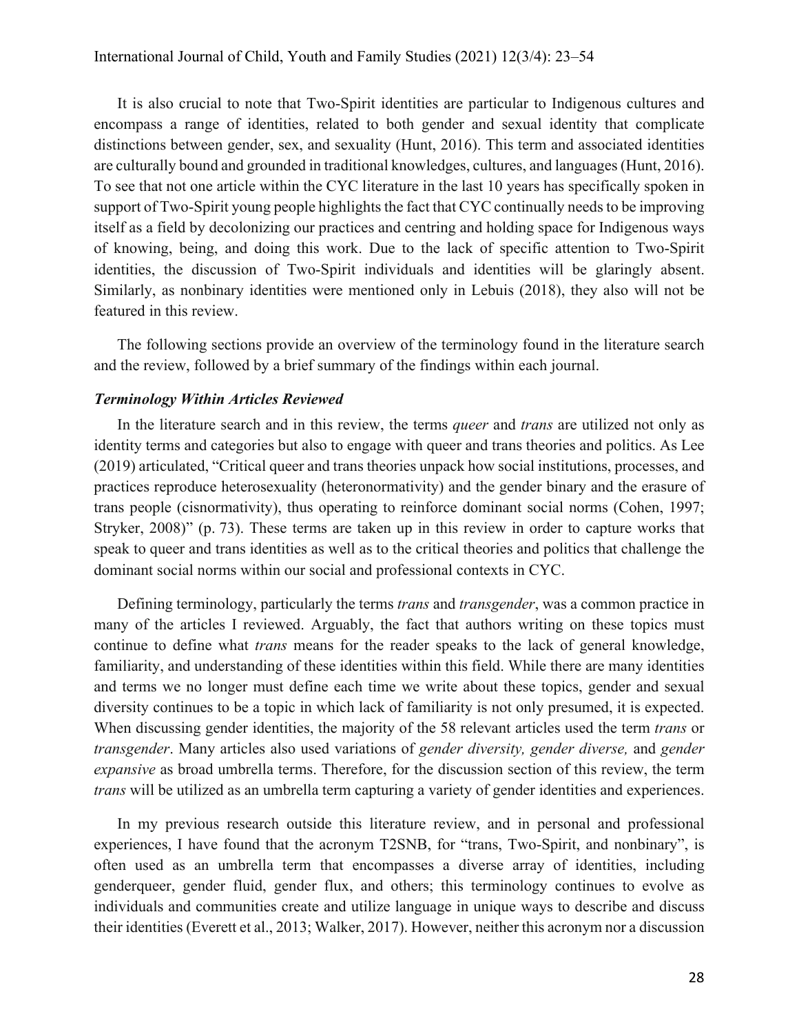It is also crucial to note that Two-Spirit identities are particular to Indigenous cultures and encompass a range of identities, related to both gender and sexual identity that complicate distinctions between gender, sex, and sexuality (Hunt, 2016). This term and associated identities are culturally bound and grounded in traditional knowledges, cultures, and languages (Hunt, 2016). To see that not one article within the CYC literature in the last 10 years has specifically spoken in support of Two-Spirit young people highlights the fact that CYC continually needs to be improving itself as a field by decolonizing our practices and centring and holding space for Indigenous ways of knowing, being, and doing this work. Due to the lack of specific attention to Two-Spirit identities, the discussion of Two-Spirit individuals and identities will be glaringly absent. Similarly, as nonbinary identities were mentioned only in Lebuis (2018), they also will not be featured in this review.

The following sections provide an overview of the terminology found in the literature search and the review, followed by a brief summary of the findings within each journal.

### *Terminology Within Articles Reviewed*

In the literature search and in this review, the terms *queer* and *trans* are utilized not only as identity terms and categories but also to engage with queer and trans theories and politics. As Lee (2019) articulated, "Critical queer and trans theories unpack how social institutions, processes, and practices reproduce heterosexuality (heteronormativity) and the gender binary and the erasure of trans people (cisnormativity), thus operating to reinforce dominant social norms (Cohen, 1997; Stryker, 2008)" (p. 73). These terms are taken up in this review in order to capture works that speak to queer and trans identities as well as to the critical theories and politics that challenge the dominant social norms within our social and professional contexts in CYC.

Defining terminology, particularly the terms *trans* and *transgender*, was a common practice in many of the articles I reviewed. Arguably, the fact that authors writing on these topics must continue to define what *trans* means for the reader speaks to the lack of general knowledge, familiarity, and understanding of these identities within this field. While there are many identities and terms we no longer must define each time we write about these topics, gender and sexual diversity continues to be a topic in which lack of familiarity is not only presumed, it is expected. When discussing gender identities, the majority of the 58 relevant articles used the term *trans* or *transgender*. Many articles also used variations of *gender diversity, gender diverse,* and *gender expansive* as broad umbrella terms. Therefore, for the discussion section of this review, the term *trans* will be utilized as an umbrella term capturing a variety of gender identities and experiences.

In my previous research outside this literature review, and in personal and professional experiences, I have found that the acronym T2SNB, for "trans, Two-Spirit, and nonbinary", is often used as an umbrella term that encompasses a diverse array of identities, including genderqueer, gender fluid, gender flux, and others; this terminology continues to evolve as individuals and communities create and utilize language in unique ways to describe and discuss their identities (Everett et al., 2013; Walker, 2017). However, neither this acronym nor a discussion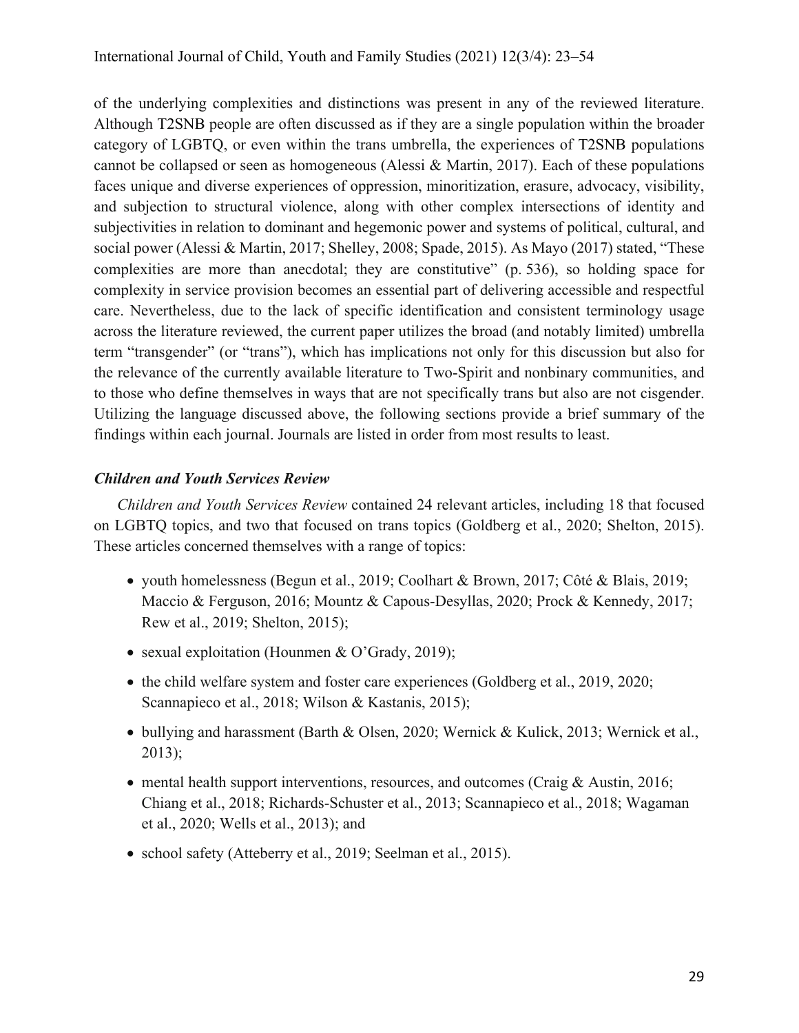of the underlying complexities and distinctions was present in any of the reviewed literature. Although T2SNB people are often discussed as if they are a single population within the broader category of LGBTQ, or even within the trans umbrella, the experiences of T2SNB populations cannot be collapsed or seen as homogeneous (Alessi & Martin, 2017). Each of these populations faces unique and diverse experiences of oppression, minoritization, erasure, advocacy, visibility, and subjection to structural violence, along with other complex intersections of identity and subjectivities in relation to dominant and hegemonic power and systems of political, cultural, and social power (Alessi & Martin, 2017; Shelley, 2008; Spade, 2015). As Mayo (2017) stated, "These complexities are more than anecdotal; they are constitutive" (p. 536), so holding space for complexity in service provision becomes an essential part of delivering accessible and respectful care. Nevertheless, due to the lack of specific identification and consistent terminology usage across the literature reviewed, the current paper utilizes the broad (and notably limited) umbrella term "transgender" (or "trans"), which has implications not only for this discussion but also for the relevance of the currently available literature to Two-Spirit and nonbinary communities, and to those who define themselves in ways that are not specifically trans but also are not cisgender. Utilizing the language discussed above, the following sections provide a brief summary of the findings within each journal. Journals are listed in order from most results to least.

### *Children and Youth Services Review*

*Children and Youth Services Review* contained 24 relevant articles, including 18 that focused on LGBTQ topics, and two that focused on trans topics (Goldberg et al., 2020; Shelton, 2015). These articles concerned themselves with a range of topics:

- youth homelessness (Begun et al., 2019; Coolhart & Brown, 2017; Côté & Blais, 2019; Maccio & Ferguson, 2016; Mountz & Capous-Desyllas, 2020; Prock & Kennedy, 2017; Rew et al., 2019; Shelton, 2015);
- sexual exploitation (Hounmen & O'Grady, 2019);
- the child welfare system and foster care experiences (Goldberg et al., 2019, 2020; Scannapieco et al., 2018; Wilson & Kastanis, 2015);
- bullying and harassment (Barth & Olsen, 2020; Wernick & Kulick, 2013; Wernick et al., 2013);
- mental health support interventions, resources, and outcomes (Craig & Austin, 2016; Chiang et al., 2018; Richards-Schuster et al., 2013; Scannapieco et al., 2018; Wagaman et al., 2020; Wells et al., 2013); and
- school safety (Atteberry et al., 2019; Seelman et al., 2015).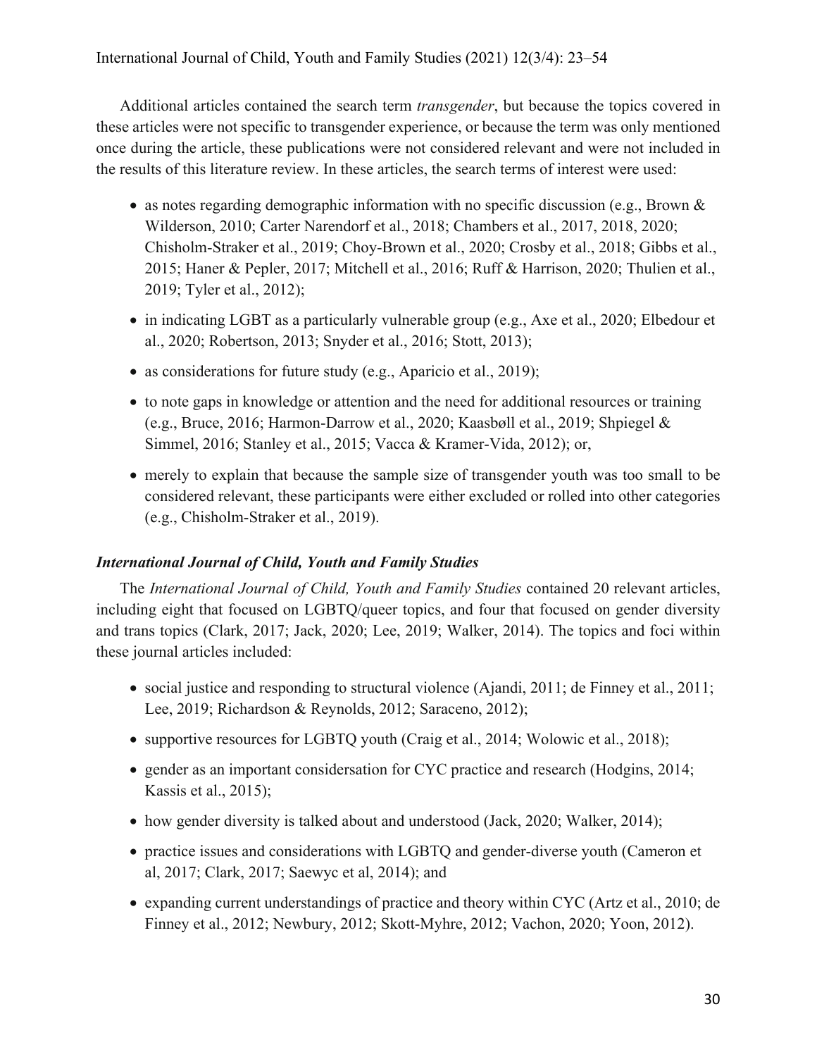Additional articles contained the search term *transgender*, but because the topics covered in these articles were not specific to transgender experience, or because the term was only mentioned once during the article, these publications were not considered relevant and were not included in the results of this literature review. In these articles, the search terms of interest were used:

- as notes regarding demographic information with no specific discussion (e.g., Brown & Wilderson, 2010; Carter Narendorf et al., 2018; Chambers et al., 2017, 2018, 2020; Chisholm-Straker et al., 2019; Choy-Brown et al., 2020; Crosby et al., 2018; Gibbs et al., 2015; Haner & Pepler, 2017; Mitchell et al., 2016; Ruff & Harrison, 2020; Thulien et al., 2019; Tyler et al., 2012);
- in indicating LGBT as a particularly vulnerable group (e.g., Axe et al., 2020; Elbedour et al., 2020; Robertson, 2013; Snyder et al., 2016; Stott, 2013);
- as considerations for future study (e.g., Aparicio et al., 2019);
- to note gaps in knowledge or attention and the need for additional resources or training (e.g., Bruce, 2016; Harmon-Darrow et al., 2020; Kaasbøll et al., 2019; Shpiegel & Simmel, 2016; Stanley et al., 2015; Vacca & Kramer-Vida, 2012); or,
- merely to explain that because the sample size of transgender youth was too small to be considered relevant, these participants were either excluded or rolled into other categories (e.g., Chisholm-Straker et al., 2019).

### *International Journal of Child, Youth and Family Studies*

The *International Journal of Child, Youth and Family Studies* contained 20 relevant articles, including eight that focused on LGBTQ/queer topics, and four that focused on gender diversity and trans topics (Clark, 2017; Jack, 2020; Lee, 2019; Walker, 2014). The topics and foci within these journal articles included:

- social justice and responding to structural violence (Ajandi, 2011; de Finney et al., 2011; Lee, 2019; Richardson & Reynolds, 2012; Saraceno, 2012);
- supportive resources for LGBTQ youth (Craig et al., 2014; Wolowic et al., 2018);
- gender as an important considersation for CYC practice and research (Hodgins, 2014; Kassis et al., 2015);
- how gender diversity is talked about and understood (Jack, 2020; Walker, 2014);
- practice issues and considerations with LGBTQ and gender-diverse youth (Cameron et al, 2017; Clark, 2017; Saewyc et al, 2014); and
- expanding current understandings of practice and theory within CYC (Artz et al., 2010; de Finney et al., 2012; Newbury, 2012; Skott-Myhre, 2012; Vachon, 2020; Yoon, 2012).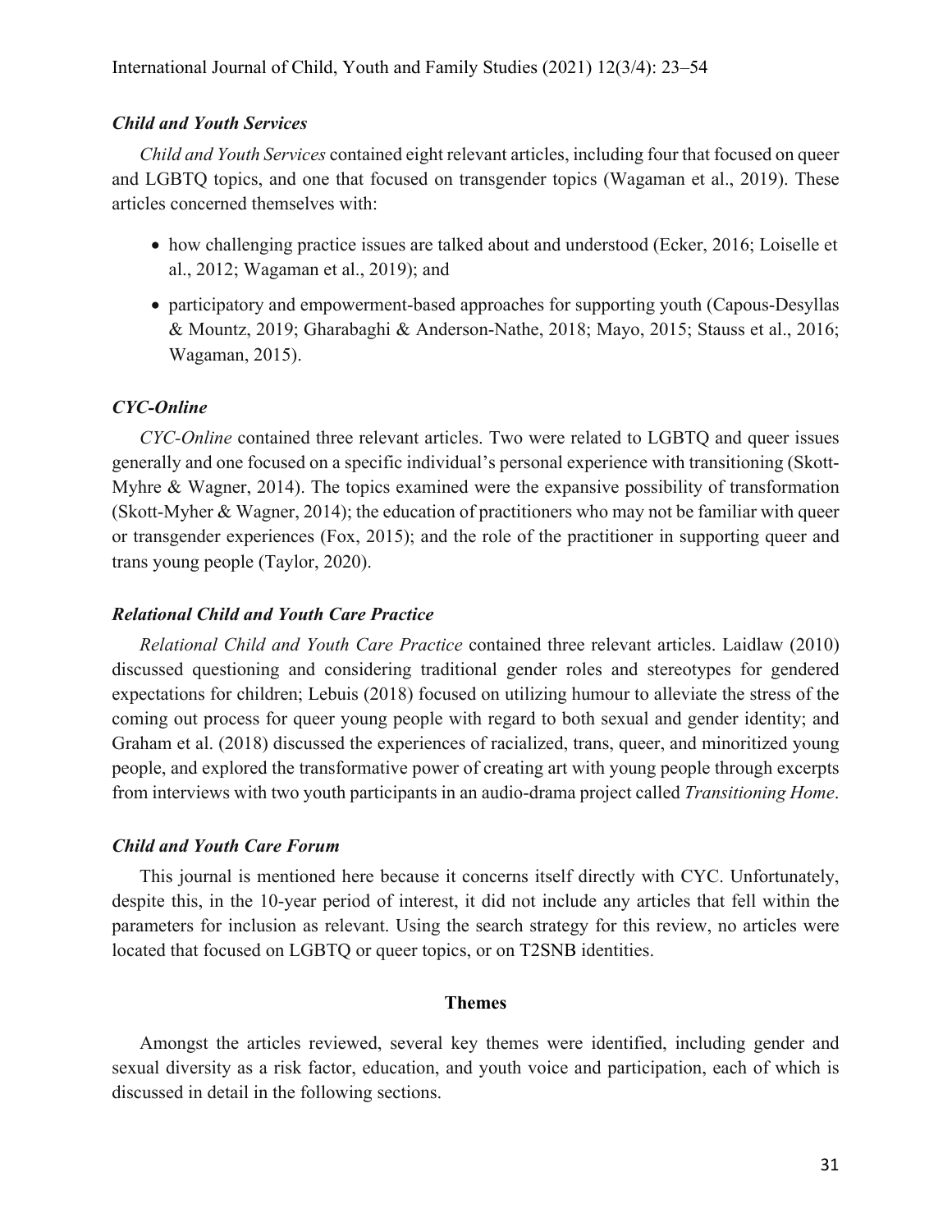### *Child and Youth Services*

*Child and Youth Services* contained eight relevant articles, including four that focused on queer and LGBTQ topics, and one that focused on transgender topics (Wagaman et al., 2019). These articles concerned themselves with:

- how challenging practice issues are talked about and understood (Ecker, 2016; Loiselle et al., 2012; Wagaman et al., 2019); and
- participatory and empowerment-based approaches for supporting youth (Capous-Desyllas & Mountz, 2019; Gharabaghi & Anderson-Nathe, 2018; Mayo, 2015; Stauss et al., 2016; Wagaman, 2015).

### *CYC-Online*

*CYC-Online* contained three relevant articles. Two were related to LGBTQ and queer issues generally and one focused on a specific individual's personal experience with transitioning (Skott-Myhre & Wagner, 2014). The topics examined were the expansive possibility of transformation (Skott-Myher & Wagner, 2014); the education of practitioners who may not be familiar with queer or transgender experiences (Fox, 2015); and the role of the practitioner in supporting queer and trans young people (Taylor, 2020).

### *Relational Child and Youth Care Practice*

*Relational Child and Youth Care Practice* contained three relevant articles. Laidlaw (2010) discussed questioning and considering traditional gender roles and stereotypes for gendered expectations for children; Lebuis (2018) focused on utilizing humour to alleviate the stress of the coming out process for queer young people with regard to both sexual and gender identity; and Graham et al. (2018) discussed the experiences of racialized, trans, queer, and minoritized young people, and explored the transformative power of creating art with young people through excerpts from interviews with two youth participants in an audio-drama project called *Transitioning Home*.

### *Child and Youth Care Forum*

This journal is mentioned here because it concerns itself directly with CYC. Unfortunately, despite this, in the 10-year period of interest, it did not include any articles that fell within the parameters for inclusion as relevant. Using the search strategy for this review, no articles were located that focused on LGBTQ or queer topics, or on T2SNB identities.

## Themes

Amongst the articles reviewed, several key themes were identified, including gender and sexual diversity as a risk factor, education, and youth voice and participation, each of which is discussed in detail in the following sections.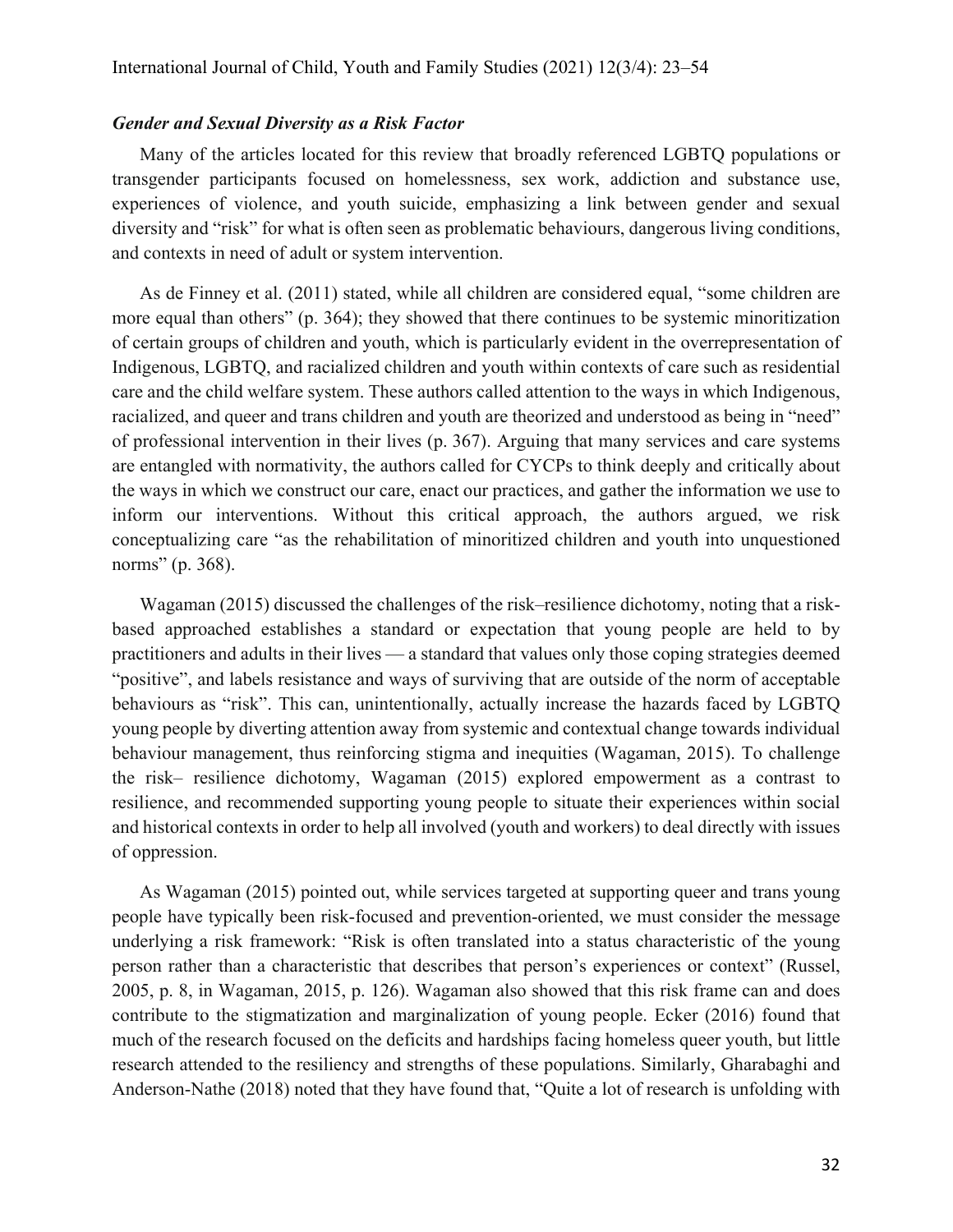### *Gender and Sexual Diversity as a Risk Factor*

Many of the articles located for this review that broadly referenced LGBTQ populations or transgender participants focused on homelessness, sex work, addiction and substance use, experiences of violence, and youth suicide, emphasizing a link between gender and sexual diversity and "risk" for what is often seen as problematic behaviours, dangerous living conditions, and contexts in need of adult or system intervention.

As de Finney et al. (2011) stated, while all children are considered equal, "some children are more equal than others" (p. 364); they showed that there continues to be systemic minoritization of certain groups of children and youth, which is particularly evident in the overrepresentation of Indigenous, LGBTQ, and racialized children and youth within contexts of care such as residential care and the child welfare system. These authors called attention to the ways in which Indigenous, racialized, and queer and trans children and youth are theorized and understood as being in "need" of professional intervention in their lives (p. 367). Arguing that many services and care systems are entangled with normativity, the authors called for CYCPs to think deeply and critically about the ways in which we construct our care, enact our practices, and gather the information we use to inform our interventions. Without this critical approach, the authors argued, we risk conceptualizing care "as the rehabilitation of minoritized children and youth into unquestioned norms" (p. 368).

Wagaman (2015) discussed the challenges of the risk–resilience dichotomy, noting that a risk-based approached establishes a standard or expectation that young people are held to by practitioners and adults in their lives — a standard that values only those coping strategies deemed "positive", and labels resistance and ways of surviving that are outside of the norm of acceptable behaviours as "risk". This can, unintentionally, actually increase the hazards faced by LGBTQ young people by diverting attention away from systemic and contextual change towards individual behaviour management, thus reinforcing stigma and inequities (Wagaman, 2015). To challenge the risk– resilience dichotomy, Wagaman (2015) explored empowerment as a contrast to resilience, and recommended supporting young people to situate their experiences within social and historical contexts in order to help all involved (youth and workers) to deal directly with issues of oppression.

As Wagaman (2015) pointed out, while services targeted at supporting queer and trans young people have typically been risk-focused and prevention-oriented, we must consider the message underlying a risk framework: "Risk is often translated into a status characteristic of the young person rather than a characteristic that describes that person's experiences or context" (Russel, 2005, p. 8, in Wagaman, 2015, p. 126). Wagaman also showed that this risk frame can and does contribute to the stigmatization and marginalization of young people. Ecker (2016) found that much of the research focused on the deficits and hardships facing homeless queer youth, but little research attended to the resiliency and strengths of these populations. Similarly, Gharabaghi and Anderson-Nathe (2018) noted that they have found that, "Quite a lot of research is unfolding with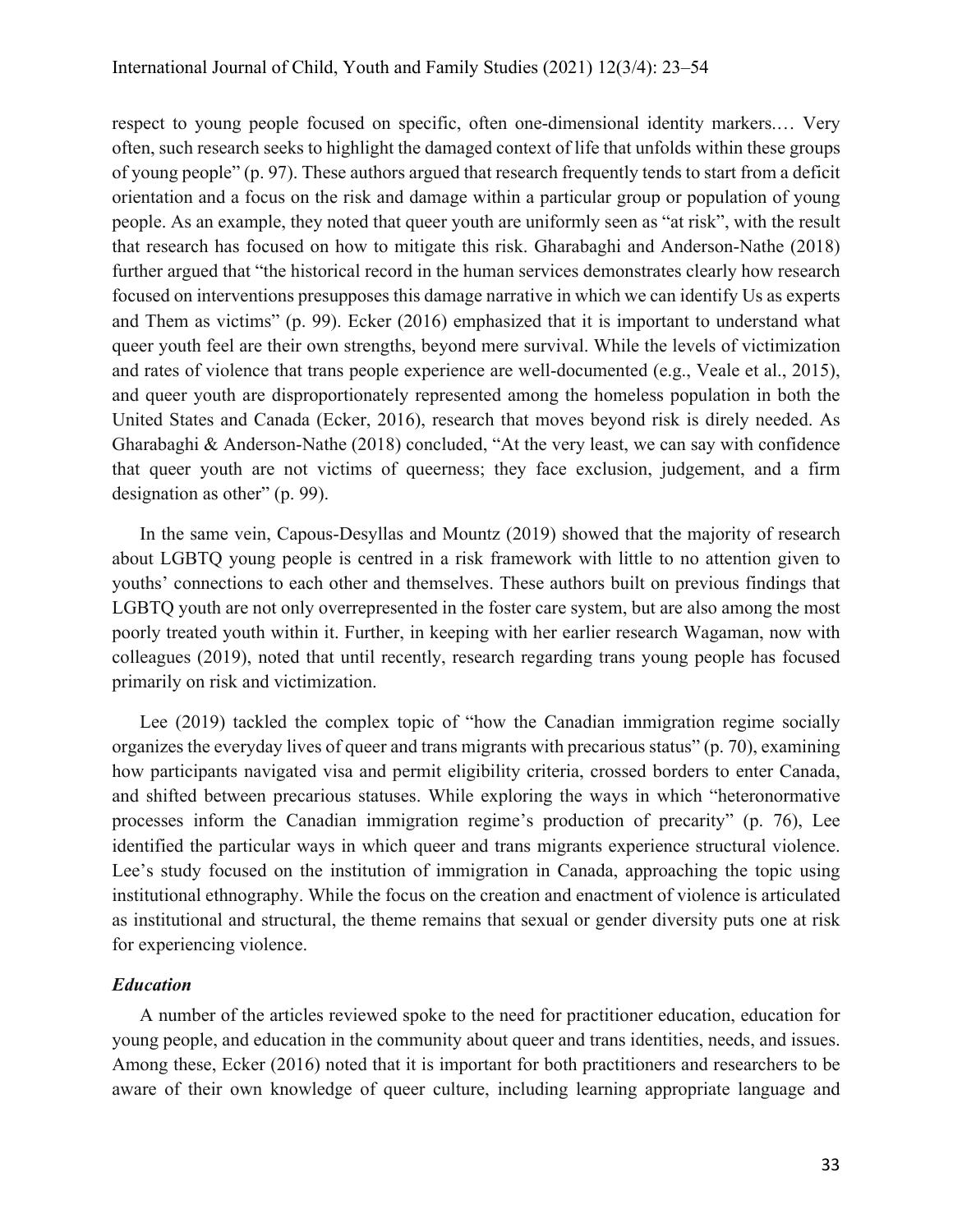respect to young people focused on specific, often one-dimensional identity markers.… Very often, such research seeks to highlight the damaged context of life that unfolds within these groups of young people" (p. 97). These authors argued that research frequently tends to start from a deficit orientation and a focus on the risk and damage within a particular group or population of young people. As an example, they noted that queer youth are uniformly seen as "at risk", with the result that research has focused on how to mitigate this risk. Gharabaghi and Anderson-Nathe (2018) further argued that "the historical record in the human services demonstrates clearly how research focused on interventions presupposes this damage narrative in which we can identify Us as experts and Them as victims" (p. 99). Ecker (2016) emphasized that it is important to understand what queer youth feel are their own strengths, beyond mere survival. While the levels of victimization and rates of violence that trans people experience are well-documented (e.g., Veale et al., 2015), and queer youth are disproportionately represented among the homeless population in both the United States and Canada (Ecker, 2016), research that moves beyond risk is direly needed. As Gharabaghi & Anderson-Nathe (2018) concluded, "At the very least, we can say with confidence that queer youth are not victims of queerness; they face exclusion, judgement, and a firm designation as other" (p. 99).

In the same vein, Capous-Desyllas and Mountz (2019) showed that the majority of research about LGBTQ young people is centred in a risk framework with little to no attention given to youths' connections to each other and themselves. These authors built on previous findings that LGBTQ youth are not only overrepresented in the foster care system, but are also among the most poorly treated youth within it. Further, in keeping with her earlier research Wagaman, now with colleagues (2019), noted that until recently, research regarding trans young people has focused primarily on risk and victimization.

Lee (2019) tackled the complex topic of "how the Canadian immigration regime socially organizes the everyday lives of queer and trans migrants with precarious status" (p. 70), examining how participants navigated visa and permit eligibility criteria, crossed borders to enter Canada, and shifted between precarious statuses. While exploring the ways in which "heteronormative processes inform the Canadian immigration regime's production of precarity" (p. 76), Lee identified the particular ways in which queer and trans migrants experience structural violence. Lee's study focused on the institution of immigration in Canada, approaching the topic using institutional ethnography. While the focus on the creation and enactment of violence is articulated as institutional and structural, the theme remains that sexual or gender diversity puts one at risk for experiencing violence.

### *Education*

A number of the articles reviewed spoke to the need for practitioner education, education for young people, and education in the community about queer and trans identities, needs, and issues. Among these, Ecker (2016) noted that it is important for both practitioners and researchers to be aware of their own knowledge of queer culture, including learning appropriate language and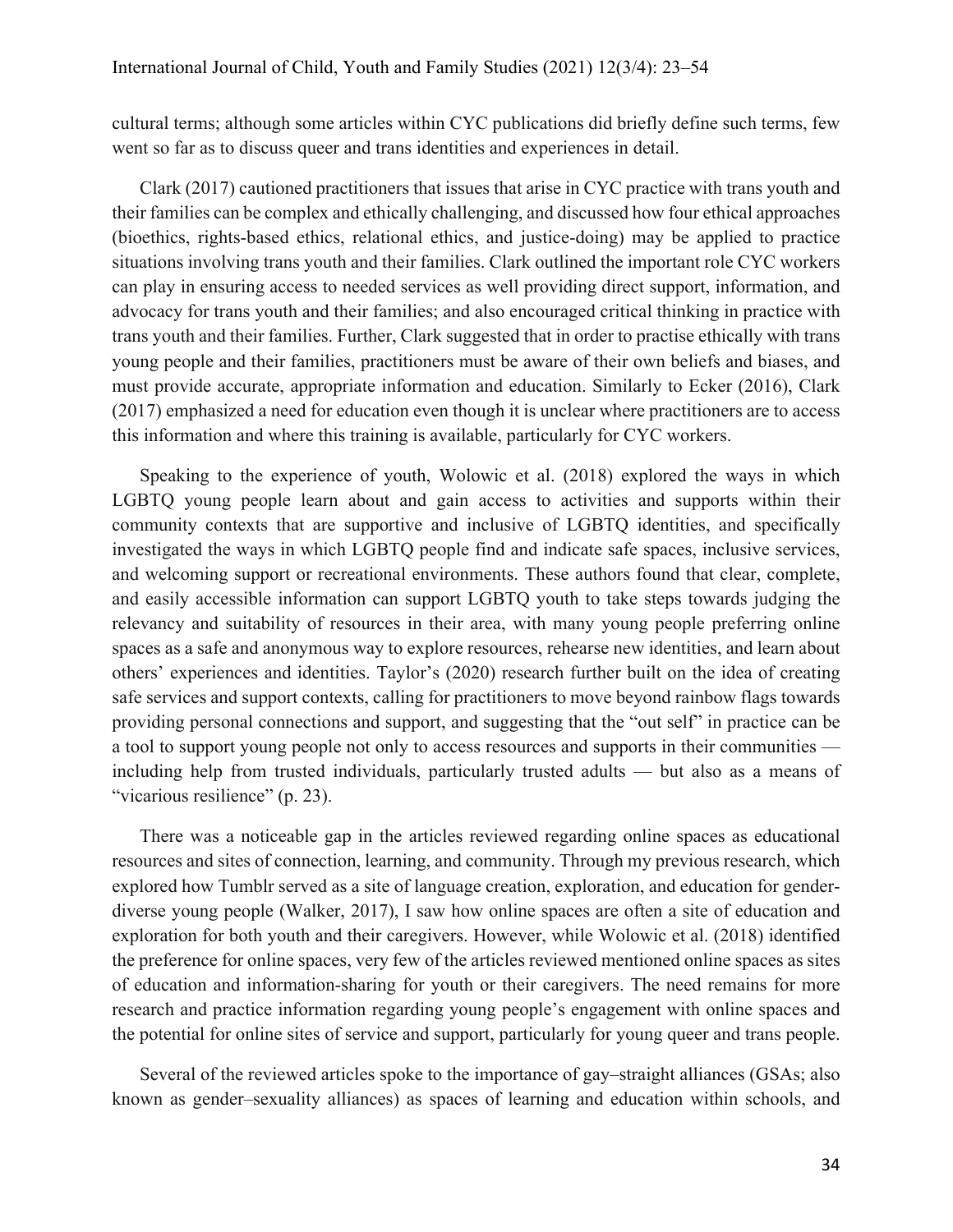cultural terms; although some articles within CYC publications did briefly define such terms, few went so far as to discuss queer and trans identities and experiences in detail.

Clark (2017) cautioned practitioners that issues that arise in CYC practice with trans youth and their families can be complex and ethically challenging, and discussed how four ethical approaches (bioethics, rights-based ethics, relational ethics, and justice-doing) may be applied to practice situations involving trans youth and their families. Clark outlined the important role CYC workers can play in ensuring access to needed services as well providing direct support, information, and advocacy for trans youth and their families; and also encouraged critical thinking in practice with trans youth and their families. Further, Clark suggested that in order to practise ethically with trans young people and their families, practitioners must be aware of their own beliefs and biases, and must provide accurate, appropriate information and education. Similarly to Ecker (2016), Clark (2017) emphasized a need for education even though it is unclear where practitioners are to access this information and where this training is available, particularly for CYC workers.

Speaking to the experience of youth, Wolowic et al. (2018) explored the ways in which LGBTQ young people learn about and gain access to activities and supports within their community contexts that are supportive and inclusive of LGBTQ identities, and specifically investigated the ways in which LGBTQ people find and indicate safe spaces, inclusive services, and welcoming support or recreational environments. These authors found that clear, complete, and easily accessible information can support LGBTQ youth to take steps towards judging the relevancy and suitability of resources in their area, with many young people preferring online spaces as a safe and anonymous way to explore resources, rehearse new identities, and learn about others' experiences and identities. Taylor's (2020) research further built on the idea of creating safe services and support contexts, calling for practitioners to move beyond rainbow flags towards providing personal connections and support, and suggesting that the "out self" in practice can be a tool to support young people not only to access resources and supports in their communities — including help from trusted individuals, particularly trusted adults — but also as a means of "vicarious resilience" (p. 23).

There was a noticeable gap in the articles reviewed regarding online spaces as educational resources and sites of connection, learning, and community. Through my previous research, which explored how Tumblr served as a site of language creation, exploration, and education for gender-diverse young people (Walker, 2017), I saw how online spaces are often a site of education and exploration for both youth and their caregivers. However, while Wolowic et al. (2018) identified the preference for online spaces, very few of the articles reviewed mentioned online spaces as sites of education and information-sharing for youth or their caregivers. The need remains for more research and practice information regarding young people's engagement with online spaces and the potential for online sites of service and support, particularly for young queer and trans people.

Several of the reviewed articles spoke to the importance of gay–straight alliances (GSAs; also known as gender–sexuality alliances) as spaces of learning and education within schools, and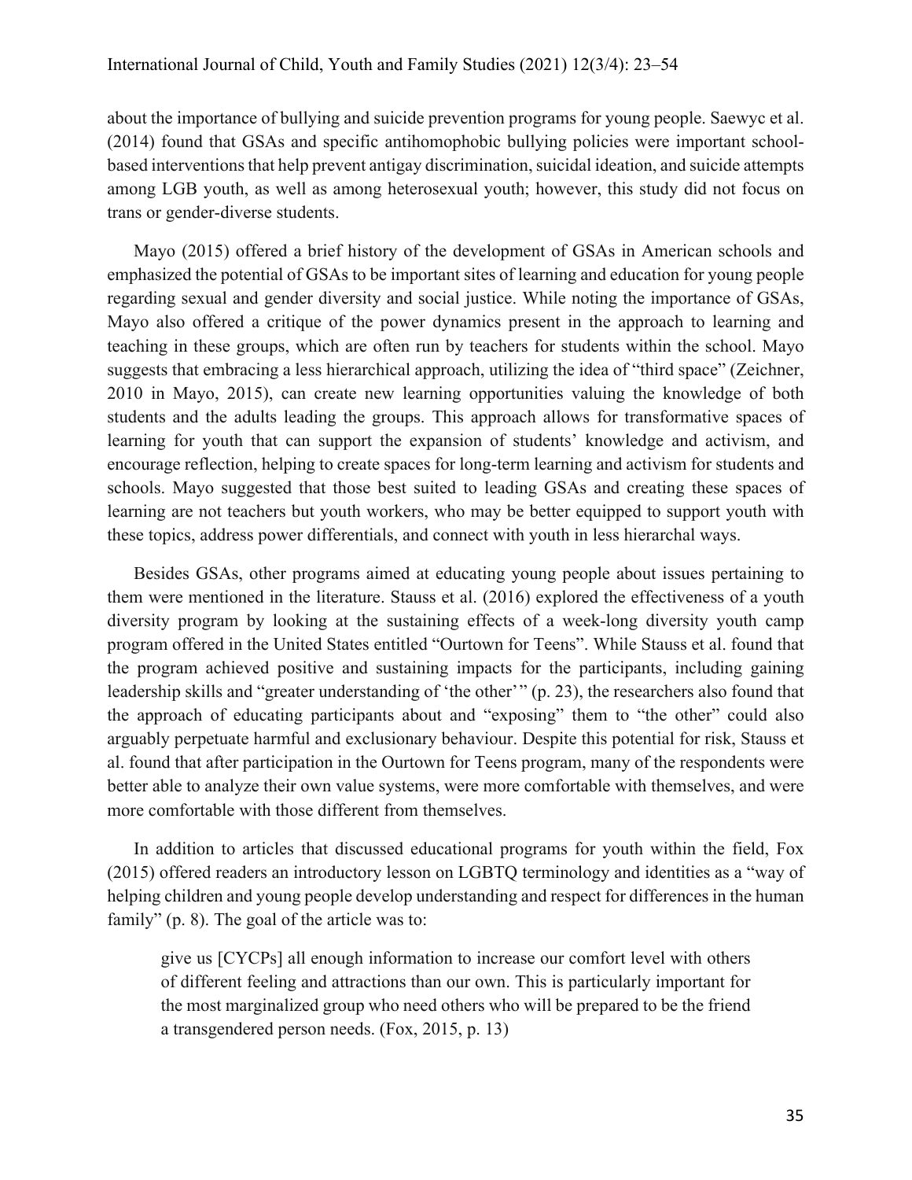about the importance of bullying and suicide prevention programs for young people. Saewyc et al. (2014) found that GSAs and specific antihomophobic bullying policies were important school-based interventions that help prevent antigay discrimination, suicidal ideation, and suicide attempts among LGB youth, as well as among heterosexual youth; however, this study did not focus on trans or gender-diverse students.

Mayo (2015) offered a brief history of the development of GSAs in American schools and emphasized the potential of GSAs to be important sites of learning and education for young people regarding sexual and gender diversity and social justice. While noting the importance of GSAs, Mayo also offered a critique of the power dynamics present in the approach to learning and teaching in these groups, which are often run by teachers for students within the school. Mayo suggests that embracing a less hierarchical approach, utilizing the idea of "third space" (Zeichner, 2010 in Mayo, 2015), can create new learning opportunities valuing the knowledge of both students and the adults leading the groups. This approach allows for transformative spaces of learning for youth that can support the expansion of students' knowledge and activism, and encourage reflection, helping to create spaces for long-term learning and activism for students and schools. Mayo suggested that those best suited to leading GSAs and creating these spaces of learning are not teachers but youth workers, who may be better equipped to support youth with these topics, address power differentials, and connect with youth in less hierarchal ways.

Besides GSAs, other programs aimed at educating young people about issues pertaining to them were mentioned in the literature. Stauss et al. (2016) explored the effectiveness of a youth diversity program by looking at the sustaining effects of a week-long diversity youth camp program offered in the United States entitled "Ourtown for Teens". While Stauss et al. found that the program achieved positive and sustaining impacts for the participants, including gaining leadership skills and "greater understanding of 'the other'" (p. 23), the researchers also found that the approach of educating participants about and "exposing" them to "the other" could also arguably perpetuate harmful and exclusionary behaviour. Despite this potential for risk, Stauss et al. found that after participation in the Ourtown for Teens program, many of the respondents were better able to analyze their own value systems, were more comfortable with themselves, and were more comfortable with those different from themselves.

In addition to articles that discussed educational programs for youth within the field, Fox (2015) offered readers an introductory lesson on LGBTQ terminology and identities as a "way of helping children and young people develop understanding and respect for differences in the human family" (p. 8). The goal of the article was to:

> give us [CYCPs] all enough information to increase our comfort level with others of different feeling and attractions than our own. This is particularly important for the most marginalized group who need others who will be prepared to be the friend a transgendered person needs. (Fox, 2015, p. 13)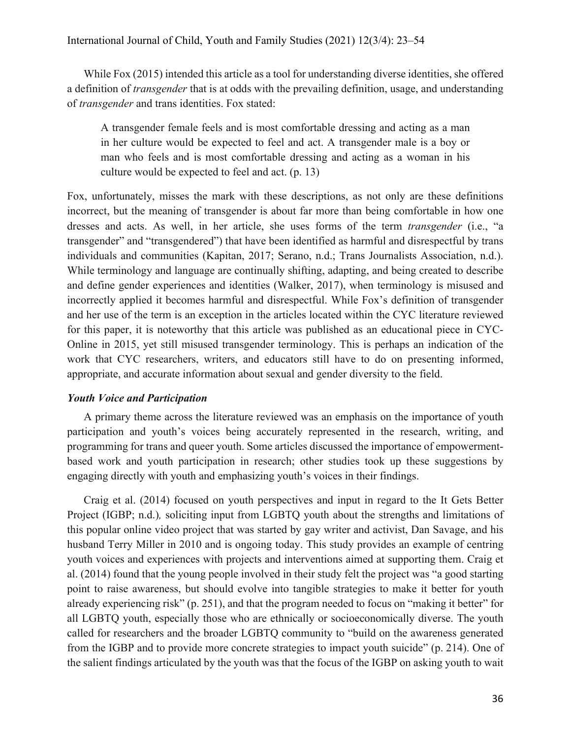While Fox (2015) intended this article as a tool for understanding diverse identities, she offered a definition of *transgender* that is at odds with the prevailing definition, usage, and understanding of *transgender* and trans identities. Fox stated:

> A transgender female feels and is most comfortable dressing and acting as a man in her culture would be expected to feel and act. A transgender male is a boy or man who feels and is most comfortable dressing and acting as a woman in his culture would be expected to feel and act. (p. 13)

Fox, unfortunately, misses the mark with these descriptions, as not only are these definitions incorrect, but the meaning of transgender is about far more than being comfortable in how one dresses and acts. As well, in her article, she uses forms of the term *transgender* (i.e., "a transgender" and "transgendered") that have been identified as harmful and disrespectful by trans individuals and communities (Kapitan, 2017; Serano, n.d.; Trans Journalists Association, n.d.). While terminology and language are continually shifting, adapting, and being created to describe and define gender experiences and identities (Walker, 2017), when terminology is misused and incorrectly applied it becomes harmful and disrespectful. While Fox's definition of transgender and her use of the term is an exception in the articles located within the CYC literature reviewed for this paper, it is noteworthy that this article was published as an educational piece in CYC-Online in 2015, yet still misused transgender terminology. This is perhaps an indication of the work that CYC researchers, writers, and educators still have to do on presenting informed, appropriate, and accurate information about sexual and gender diversity to the field.

### *Youth Voice and Participation*

A primary theme across the literature reviewed was an emphasis on the importance of youth participation and youth's voices being accurately represented in the research, writing, and programming for trans and queer youth. Some articles discussed the importance of empowerment-based work and youth participation in research; other studies took up these suggestions by engaging directly with youth and emphasizing youth's voices in their findings.

Craig et al. (2014) focused on youth perspectives and input in regard to the It Gets Better Project (IGBP; n.d.), soliciting input from LGBTQ youth about the strengths and limitations of this popular online video project that was started by gay writer and activist, Dan Savage, and his husband Terry Miller in 2010 and is ongoing today. This study provides an example of centring youth voices and experiences with projects and interventions aimed at supporting them. Craig et al. (2014) found that the young people involved in their study felt the project was "a good starting point to raise awareness, but should evolve into tangible strategies to make it better for youth already experiencing risk" (p. 251), and that the program needed to focus on "making it better" for all LGBTQ youth, especially those who are ethnically or socioeconomically diverse. The youth called for researchers and the broader LGBTQ community to "build on the awareness generated from the IGBP and to provide more concrete strategies to impact youth suicide" (p. 214). One of the salient findings articulated by the youth was that the focus of the IGBP on asking youth to wait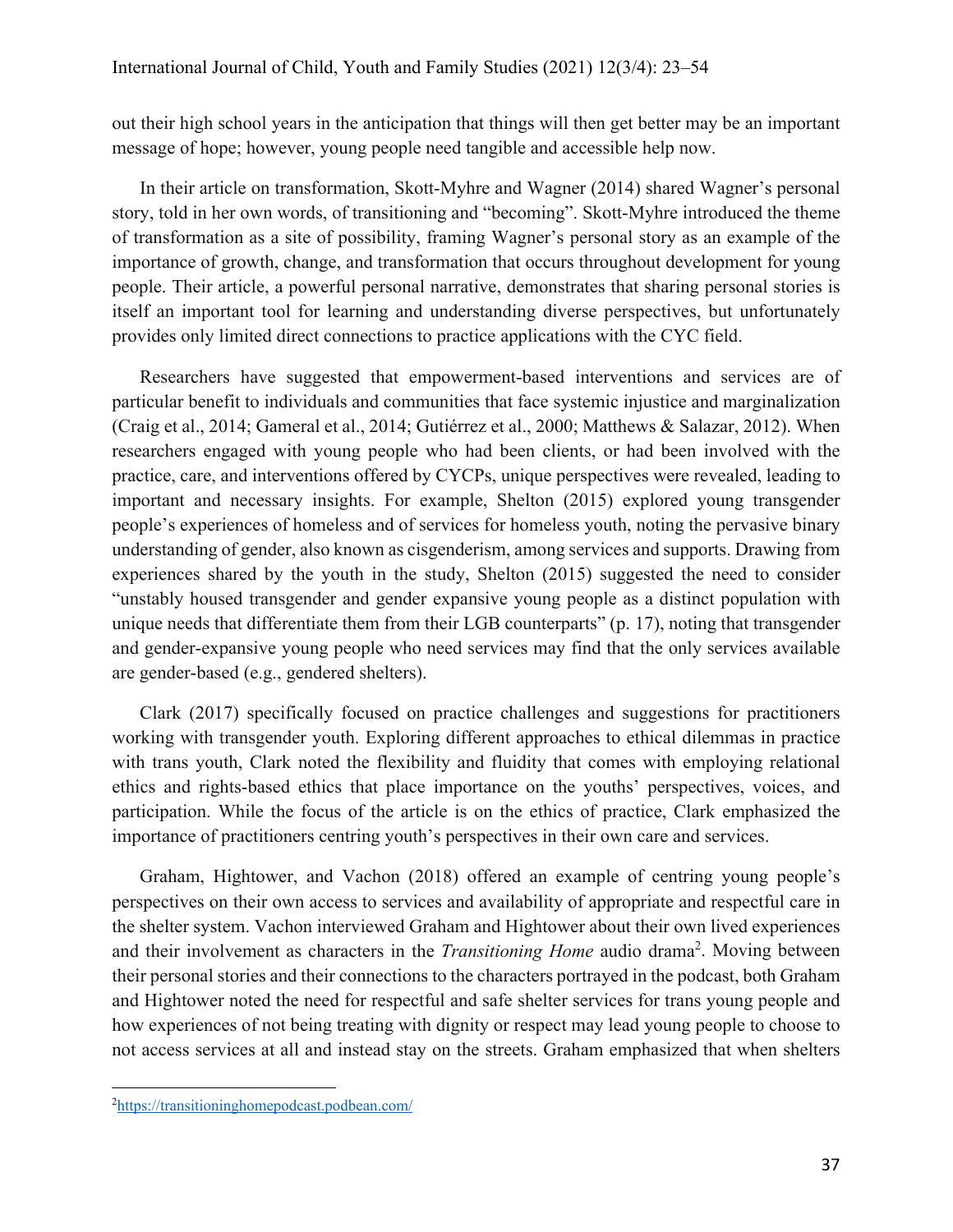out their high school years in the anticipation that things will then get better may be an important message of hope; however, young people need tangible and accessible help now.

In their article on transformation, Skott-Myhre and Wagner (2014) shared Wagner's personal story, told in her own words, of transitioning and "becoming". Skott-Myhre introduced the theme of transformation as a site of possibility, framing Wagner's personal story as an example of the importance of growth, change, and transformation that occurs throughout development for young people. Their article, a powerful personal narrative, demonstrates that sharing personal stories is itself an important tool for learning and understanding diverse perspectives, but unfortunately provides only limited direct connections to practice applications with the CYC field.

Researchers have suggested that empowerment-based interventions and services are of particular benefit to individuals and communities that face systemic injustice and marginalization (Craig et al., 2014; Gameral et al., 2014; Gutiérrez et al., 2000; Matthews & Salazar, 2012). When researchers engaged with young people who had been clients, or had been involved with the practice, care, and interventions offered by CYCPs, unique perspectives were revealed, leading to important and necessary insights. For example, Shelton (2015) explored young transgender people's experiences of homeless and of services for homeless youth, noting the pervasive binary understanding of gender, also known as cisgenderism, among services and supports. Drawing from experiences shared by the youth in the study, Shelton (2015) suggested the need to consider "unstably housed transgender and gender expansive young people as a distinct population with unique needs that differentiate them from their LGB counterparts" (p. 17), noting that transgender and gender-expansive young people who need services may find that the only services available are gender-based (e.g., gendered shelters).

Clark (2017) specifically focused on practice challenges and suggestions for practitioners working with transgender youth. Exploring different approaches to ethical dilemmas in practice with trans youth, Clark noted the flexibility and fluidity that comes with employing relational ethics and rights-based ethics that place importance on the youths' perspectives, voices, and participation. While the focus of the article is on the ethics of practice, Clark emphasized the importance of practitioners centring youth's perspectives in their own care and services.

Graham, Hightower, and Vachon (2018) offered an example of centring young people's perspectives on their own access to services and availability of appropriate and respectful care in the shelter system. Vachon interviewed Graham and Hightower about their own lived experiences and their involvement as characters in the *Transitioning Home* audio drama[2]. Moving between their personal stories and their connections to the characters portrayed in the podcast, both Graham and Hightower noted the need for respectful and safe shelter services for trans young people and how experiences of not being treating with dignity or respect may lead young people to choose to not access services at all and instead stay on the streets. Graham emphasized that when shelters

[2]https://transitioninghomepodcast.podbean.com/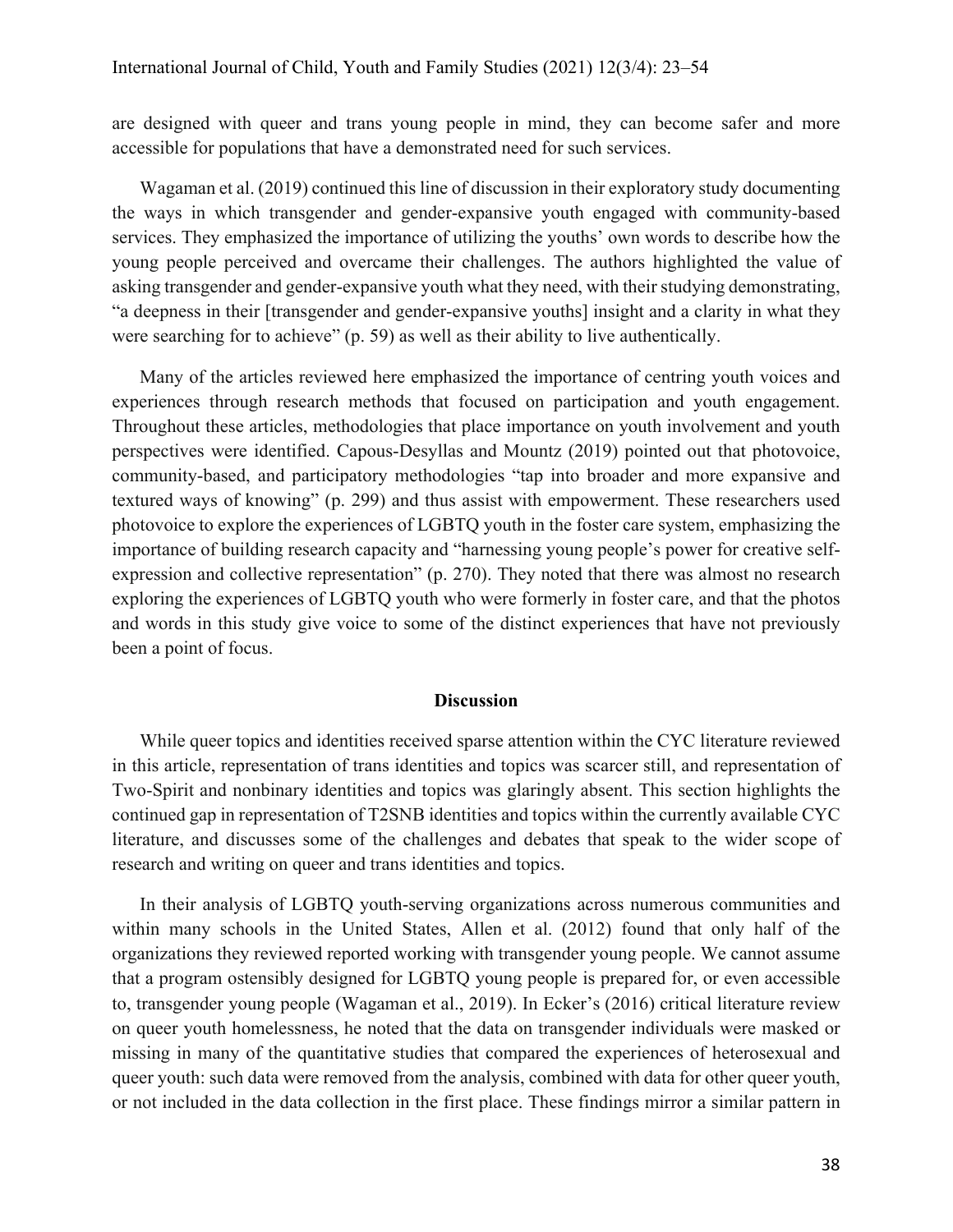are designed with queer and trans young people in mind, they can become safer and more accessible for populations that have a demonstrated need for such services.

Wagaman et al. (2019) continued this line of discussion in their exploratory study documenting the ways in which transgender and gender-expansive youth engaged with community-based services. They emphasized the importance of utilizing the youths' own words to describe how the young people perceived and overcame their challenges. The authors highlighted the value of asking transgender and gender-expansive youth what they need, with their studying demonstrating, "a deepness in their [transgender and gender-expansive youths] insight and a clarity in what they were searching for to achieve" (p. 59) as well as their ability to live authentically.

Many of the articles reviewed here emphasized the importance of centring youth voices and experiences through research methods that focused on participation and youth engagement. Throughout these articles, methodologies that place importance on youth involvement and youth perspectives were identified. Capous-Desyllas and Mountz (2019) pointed out that photovoice, community-based, and participatory methodologies "tap into broader and more expansive and textured ways of knowing" (p. 299) and thus assist with empowerment. These researchers used photovoice to explore the experiences of LGBTQ youth in the foster care system, emphasizing the importance of building research capacity and "harnessing young people's power for creative self-expression and collective representation" (p. 270). They noted that there was almost no research exploring the experiences of LGBTQ youth who were formerly in foster care, and that the photos and words in this study give voice to some of the distinct experiences that have not previously been a point of focus.

## Discussion

While queer topics and identities received sparse attention within the CYC literature reviewed in this article, representation of trans identities and topics was scarcer still, and representation of Two-Spirit and nonbinary identities and topics was glaringly absent. This section highlights the continued gap in representation of T2SNB identities and topics within the currently available CYC literature, and discusses some of the challenges and debates that speak to the wider scope of research and writing on queer and trans identities and topics.

In their analysis of LGBTQ youth-serving organizations across numerous communities and within many schools in the United States, Allen et al. (2012) found that only half of the organizations they reviewed reported working with transgender young people. We cannot assume that a program ostensibly designed for LGBTQ young people is prepared for, or even accessible to, transgender young people (Wagaman et al., 2019). In Ecker's (2016) critical literature review on queer youth homelessness, he noted that the data on transgender individuals were masked or missing in many of the quantitative studies that compared the experiences of heterosexual and queer youth: such data were removed from the analysis, combined with data for other queer youth, or not included in the data collection in the first place. These findings mirror a similar pattern in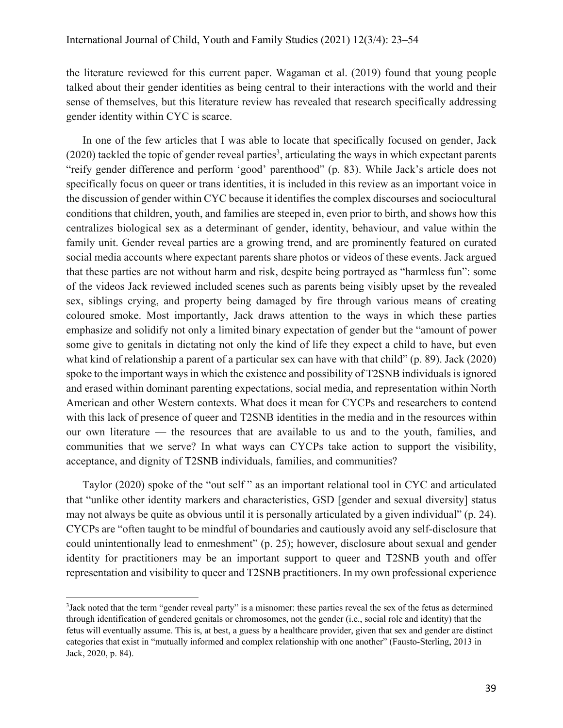the literature reviewed for this current paper. Wagaman et al. (2019) found that young people talked about their gender identities as being central to their interactions with the world and their sense of themselves, but this literature review has revealed that research specifically addressing gender identity within CYC is scarce.

In one of the few articles that I was able to locate that specifically focused on gender, Jack (2020) tackled the topic of gender reveal parties[3], articulating the ways in which expectant parents "reify gender difference and perform 'good' parenthood" (p. 83). While Jack's article does not specifically focus on queer or trans identities, it is included in this review as an important voice in the discussion of gender within CYC because it identifies the complex discourses and sociocultural conditions that children, youth, and families are steeped in, even prior to birth, and shows how this centralizes biological sex as a determinant of gender, identity, behaviour, and value within the family unit. Gender reveal parties are a growing trend, and are prominently featured on curated social media accounts where expectant parents share photos or videos of these events. Jack argued that these parties are not without harm and risk, despite being portrayed as "harmless fun": some of the videos Jack reviewed included scenes such as parents being visibly upset by the revealed sex, siblings crying, and property being damaged by fire through various means of creating coloured smoke. Most importantly, Jack draws attention to the ways in which these parties emphasize and solidify not only a limited binary expectation of gender but the "amount of power some give to genitals in dictating not only the kind of life they expect a child to have, but even what kind of relationship a parent of a particular sex can have with that child" (p. 89). Jack (2020) spoke to the important ways in which the existence and possibility of T2SNB individuals is ignored and erased within dominant parenting expectations, social media, and representation within North American and other Western contexts. What does it mean for CYCPs and researchers to contend with this lack of presence of queer and T2SNB identities in the media and in the resources within our own literature — the resources that are available to us and to the youth, families, and communities that we serve? In what ways can CYCPs take action to support the visibility, acceptance, and dignity of T2SNB individuals, families, and communities?

Taylor (2020) spoke of the "out self" as an important relational tool in CYC and articulated that "unlike other identity markers and characteristics, GSD [gender and sexual diversity] status may not always be quite as obvious until it is personally articulated by a given individual" (p. 24). CYCPs are "often taught to be mindful of boundaries and cautiously avoid any self-disclosure that could unintentionally lead to enmeshment" (p. 25); however, disclosure about sexual and gender identity for practitioners may be an important support to queer and T2SNB youth and offer representation and visibility to queer and T2SNB practitioners. In my own professional experience

[3]Jack noted that the term "gender reveal party" is a misnomer: these parties reveal the sex of the fetus as determined through identification of gendered genitals or chromosomes, not the gender (i.e., social role and identity) that the fetus will eventually assume. This is, at best, a guess by a healthcare provider, given that sex and gender are distinct categories that exist in "mutually informed and complex relationship with one another" (Fausto-Sterling, 2013 in Jack, 2020, p. 84).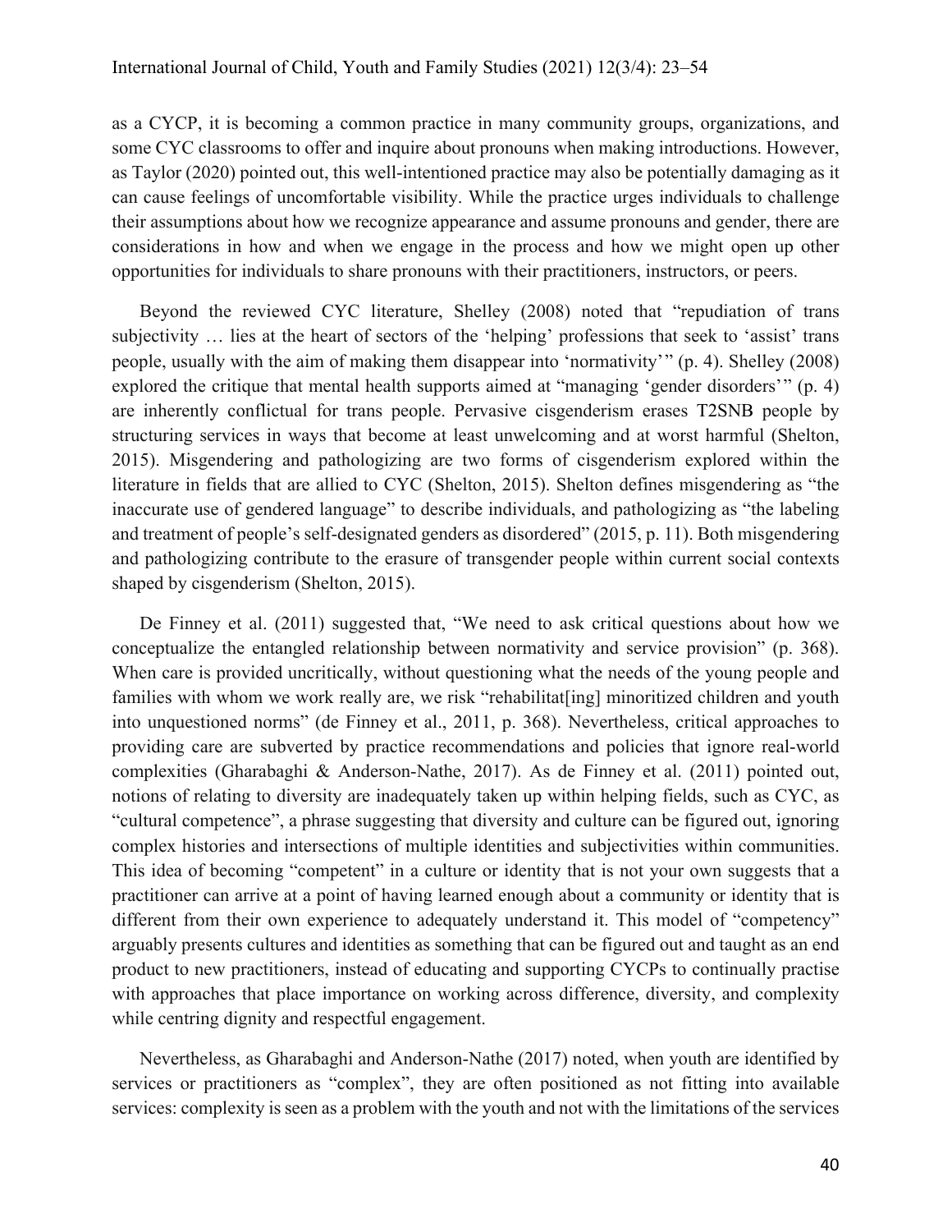as a CYCP, it is becoming a common practice in many community groups, organizations, and some CYC classrooms to offer and inquire about pronouns when making introductions. However, as Taylor (2020) pointed out, this well-intentioned practice may also be potentially damaging as it can cause feelings of uncomfortable visibility. While the practice urges individuals to challenge their assumptions about how we recognize appearance and assume pronouns and gender, there are considerations in how and when we engage in the process and how we might open up other opportunities for individuals to share pronouns with their practitioners, instructors, or peers.

Beyond the reviewed CYC literature, Shelley (2008) noted that "repudiation of trans subjectivity … lies at the heart of sectors of the 'helping' professions that seek to 'assist' trans people, usually with the aim of making them disappear into 'normativity'" (p. 4). Shelley (2008) explored the critique that mental health supports aimed at "managing 'gender disorders'" (p. 4) are inherently conflictual for trans people. Pervasive cisgenderism erases T2SNB people by structuring services in ways that become at least unwelcoming and at worst harmful (Shelton, 2015). Misgendering and pathologizing are two forms of cisgenderism explored within the literature in fields that are allied to CYC (Shelton, 2015). Shelton defines misgendering as "the inaccurate use of gendered language" to describe individuals, and pathologizing as "the labeling and treatment of people's self-designated genders as disordered" (2015, p. 11). Both misgendering and pathologizing contribute to the erasure of transgender people within current social contexts shaped by cisgenderism (Shelton, 2015).

De Finney et al. (2011) suggested that, "We need to ask critical questions about how we conceptualize the entangled relationship between normativity and service provision" (p. 368). When care is provided uncritically, without questioning what the needs of the young people and families with whom we work really are, we risk "rehabilitat[ing] minoritized children and youth into unquestioned norms" (de Finney et al., 2011, p. 368). Nevertheless, critical approaches to providing care are subverted by practice recommendations and policies that ignore real-world complexities (Gharabaghi & Anderson-Nathe, 2017). As de Finney et al. (2011) pointed out, notions of relating to diversity are inadequately taken up within helping fields, such as CYC, as "cultural competence", a phrase suggesting that diversity and culture can be figured out, ignoring complex histories and intersections of multiple identities and subjectivities within communities. This idea of becoming "competent" in a culture or identity that is not your own suggests that a practitioner can arrive at a point of having learned enough about a community or identity that is different from their own experience to adequately understand it. This model of "competency" arguably presents cultures and identities as something that can be figured out and taught as an end product to new practitioners, instead of educating and supporting CYCPs to continually practise with approaches that place importance on working across difference, diversity, and complexity while centring dignity and respectful engagement.

Nevertheless, as Gharabaghi and Anderson-Nathe (2017) noted, when youth are identified by services or practitioners as "complex", they are often positioned as not fitting into available services: complexity is seen as a problem with the youth and not with the limitations of the services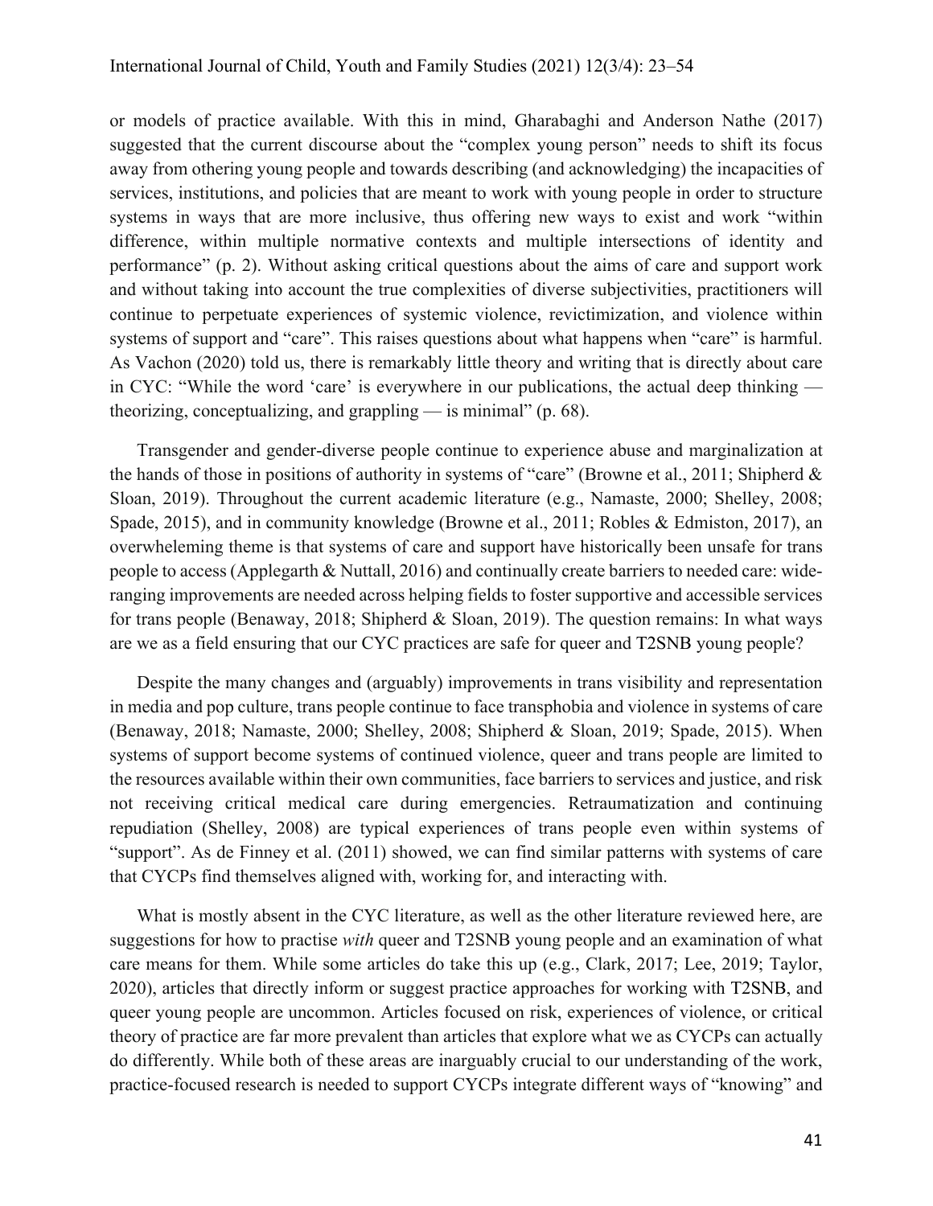or models of practice available. With this in mind, Gharabaghi and Anderson Nathe (2017) suggested that the current discourse about the "complex young person" needs to shift its focus away from othering young people and towards describing (and acknowledging) the incapacities of services, institutions, and policies that are meant to work with young people in order to structure systems in ways that are more inclusive, thus offering new ways to exist and work "within difference, within multiple normative contexts and multiple intersections of identity and performance" (p. 2). Without asking critical questions about the aims of care and support work and without taking into account the true complexities of diverse subjectivities, practitioners will continue to perpetuate experiences of systemic violence, revictimization, and violence within systems of support and "care". This raises questions about what happens when "care" is harmful. As Vachon (2020) told us, there is remarkably little theory and writing that is directly about care in CYC: "While the word 'care' is everywhere in our publications, the actual deep thinking — theorizing, conceptualizing, and grappling — is minimal" (p. 68).

Transgender and gender-diverse people continue to experience abuse and marginalization at the hands of those in positions of authority in systems of "care" (Browne et al., 2011; Shipherd & Sloan, 2019). Throughout the current academic literature (e.g., Namaste, 2000; Shelley, 2008; Spade, 2015), and in community knowledge (Browne et al., 2011; Robles & Edmiston, 2017), an overwheleming theme is that systems of care and support have historically been unsafe for trans people to access (Applegarth & Nuttall, 2016) and continually create barriers to needed care: wide-ranging improvements are needed across helping fields to foster supportive and accessible services for trans people (Benaway, 2018; Shipherd & Sloan, 2019). The question remains: In what ways are we as a field ensuring that our CYC practices are safe for queer and T2SNB young people?

Despite the many changes and (arguably) improvements in trans visibility and representation in media and pop culture, trans people continue to face transphobia and violence in systems of care (Benaway, 2018; Namaste, 2000; Shelley, 2008; Shipherd & Sloan, 2019; Spade, 2015). When systems of support become systems of continued violence, queer and trans people are limited to the resources available within their own communities, face barriers to services and justice, and risk not receiving critical medical care during emergencies. Retraumatization and continuing repudiation (Shelley, 2008) are typical experiences of trans people even within systems of "support". As de Finney et al. (2011) showed, we can find similar patterns with systems of care that CYCPs find themselves aligned with, working for, and interacting with.

What is mostly absent in the CYC literature, as well as the other literature reviewed here, are suggestions for how to practise *with* queer and T2SNB young people and an examination of what care means for them. While some articles do take this up (e.g., Clark, 2017; Lee, 2019; Taylor, 2020), articles that directly inform or suggest practice approaches for working with T2SNB, and queer young people are uncommon. Articles focused on risk, experiences of violence, or critical theory of practice are far more prevalent than articles that explore what we as CYCPs can actually do differently. While both of these areas are inarguably crucial to our understanding of the work, practice-focused research is needed to support CYCPs integrate different ways of "knowing" and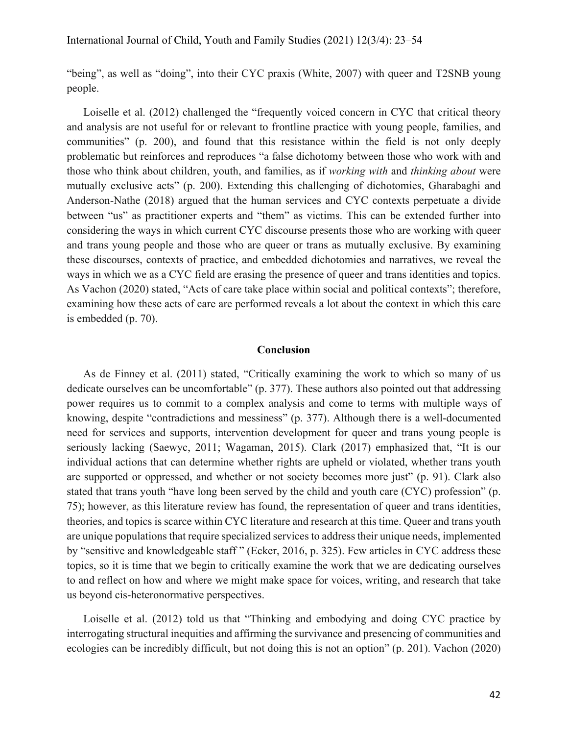"being", as well as "doing", into their CYC praxis (White, 2007) with queer and T2SNB young people.

Loiselle et al. (2012) challenged the "frequently voiced concern in CYC that critical theory and analysis are not useful for or relevant to frontline practice with young people, families, and communities" (p. 200), and found that this resistance within the field is not only deeply problematic but reinforces and reproduces "a false dichotomy between those who work with and those who think about children, youth, and families, as if *working with* and *thinking about* were mutually exclusive acts" (p. 200). Extending this challenging of dichotomies, Gharabaghi and Anderson-Nathe (2018) argued that the human services and CYC contexts perpetuate a divide between "us" as practitioner experts and "them" as victims. This can be extended further into considering the ways in which current CYC discourse presents those who are working with queer and trans young people and those who are queer or trans as mutually exclusive. By examining these discourses, contexts of practice, and embedded dichotomies and narratives, we reveal the ways in which we as a CYC field are erasing the presence of queer and trans identities and topics. As Vachon (2020) stated, "Acts of care take place within social and political contexts"; therefore, examining how these acts of care are performed reveals a lot about the context in which this care is embedded (p. 70).

## Conclusion

As de Finney et al. (2011) stated, "Critically examining the work to which so many of us dedicate ourselves can be uncomfortable" (p. 377). These authors also pointed out that addressing power requires us to commit to a complex analysis and come to terms with multiple ways of knowing, despite "contradictions and messiness" (p. 377). Although there is a well-documented need for services and supports, intervention development for queer and trans young people is seriously lacking (Saewyc, 2011; Wagaman, 2015). Clark (2017) emphasized that, "It is our individual actions that can determine whether rights are upheld or violated, whether trans youth are supported or oppressed, and whether or not society becomes more just" (p. 91). Clark also stated that trans youth "have long been served by the child and youth care (CYC) profession" (p. 75); however, as this literature review has found, the representation of queer and trans identities, theories, and topics is scarce within CYC literature and research at this time. Queer and trans youth are unique populations that require specialized services to address their unique needs, implemented by "sensitive and knowledgeable staff " (Ecker, 2016, p. 325). Few articles in CYC address these topics, so it is time that we begin to critically examine the work that we are dedicating ourselves to and reflect on how and where we might make space for voices, writing, and research that take us beyond cis-heteronormative perspectives.

Loiselle et al. (2012) told us that "Thinking and embodying and doing CYC practice by interrogating structural inequities and affirming the survivance and presencing of communities and ecologies can be incredibly difficult, but not doing this is not an option" (p. 201). Vachon (2020)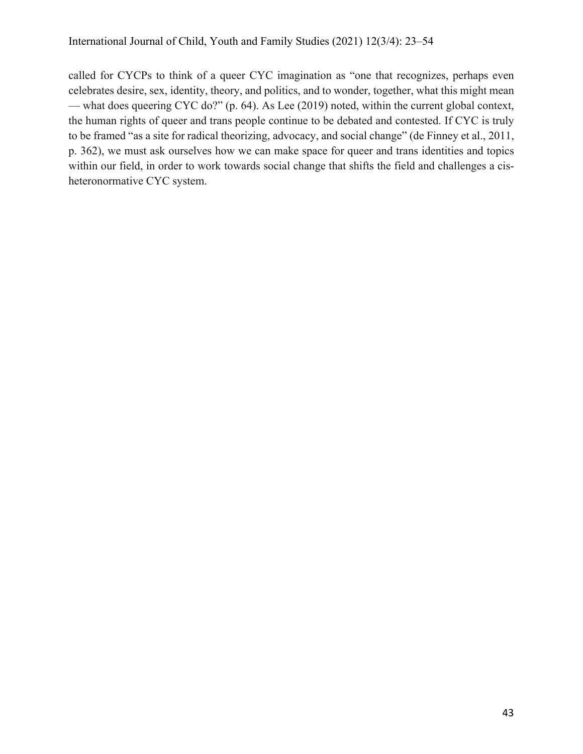called for CYCPs to think of a queer CYC imagination as "one that recognizes, perhaps even celebrates desire, sex, identity, theory, and politics, and to wonder, together, what this might mean — what does queering CYC do?" (p. 64). As Lee (2019) noted, within the current global context, the human rights of queer and trans people continue to be debated and contested. If CYC is truly to be framed "as a site for radical theorizing, advocacy, and social change" (de Finney et al., 2011, p. 362), we must ask ourselves how we can make space for queer and trans identities and topics within our field, in order to work towards social change that shifts the field and challenges a cis-heteronormative CYC system.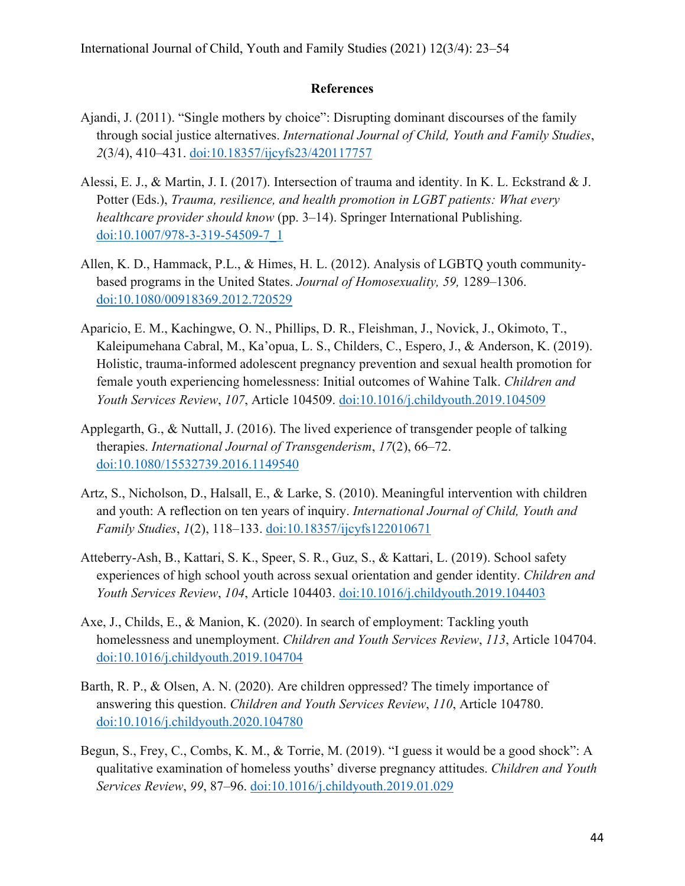## References

Ajandi, J. (2011). "Single mothers by choice": Disrupting dominant discourses of the family through social justice alternatives. *International Journal of Child, Youth and Family Studies*, *2*(3/4), 410–431. doi:10.18357/ijcyfs23/420117757

Alessi, E. J., & Martin, J. I. (2017). Intersection of trauma and identity. In K. L. Eckstrand & J. Potter (Eds.), *Trauma, resilience, and health promotion in LGBT patients: What every healthcare provider should know* (pp. 3–14). Springer International Publishing. doi:10.1007/978-3-319-54509-7_1

Allen, K. D., Hammack, P.L., & Himes, H. L. (2012). Analysis of LGBTQ youth community-based programs in the United States. *Journal of Homosexuality, 59,* 1289–1306. doi:10.1080/00918369.2012.720529

Aparicio, E. M., Kachingwe, O. N., Phillips, D. R., Fleishman, J., Novick, J., Okimoto, T., Kaleipumehana Cabral, M., Ka'opua, L. S., Childers, C., Espero, J., & Anderson, K. (2019). Holistic, trauma-informed adolescent pregnancy prevention and sexual health promotion for female youth experiencing homelessness: Initial outcomes of Wahine Talk. *Children and Youth Services Review*, *107*, Article 104509. doi:10.1016/j.childyouth.2019.104509

Applegarth, G., & Nuttall, J. (2016). The lived experience of transgender people of talking therapies. *International Journal of Transgenderism*, *17*(2), 66–72. doi:10.1080/15532739.2016.1149540

Artz, S., Nicholson, D., Halsall, E., & Larke, S. (2010). Meaningful intervention with children and youth: A reflection on ten years of inquiry. *International Journal of Child, Youth and Family Studies*, *1*(2), 118–133. doi:10.18357/ijcyfs122010671

Atteberry-Ash, B., Kattari, S. K., Speer, S. R., Guz, S., & Kattari, L. (2019). School safety experiences of high school youth across sexual orientation and gender identity. *Children and Youth Services Review*, *104*, Article 104403. doi:10.1016/j.childyouth.2019.104403

Axe, J., Childs, E., & Manion, K. (2020). In search of employment: Tackling youth homelessness and unemployment. *Children and Youth Services Review*, *113*, Article 104704. doi:10.1016/j.childyouth.2019.104704

Barth, R. P., & Olsen, A. N. (2020). Are children oppressed? The timely importance of answering this question. *Children and Youth Services Review*, *110*, Article 104780. doi:10.1016/j.childyouth.2020.104780

Begun, S., Frey, C., Combs, K. M., & Torrie, M. (2019). "I guess it would be a good shock": A qualitative examination of homeless youths' diverse pregnancy attitudes. *Children and Youth Services Review*, *99*, 87–96. doi:10.1016/j.childyouth.2019.01.029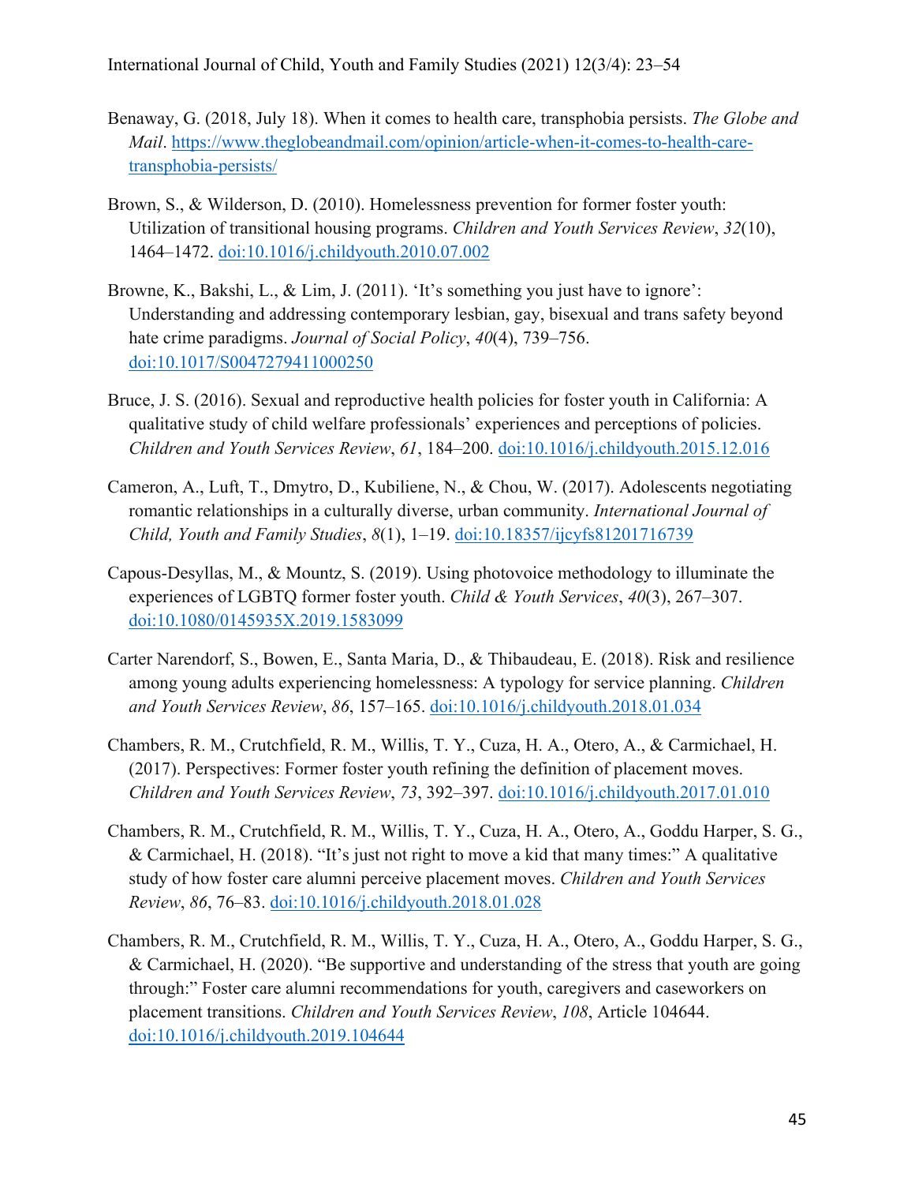Benaway, G. (2018, July 18). When it comes to health care, transphobia persists. *The Globe and Mail*. https://www.theglobeandmail.com/opinion/article-when-it-comes-to-health-care-transphobia-persists/

Brown, S., & Wilderson, D. (2010). Homelessness prevention for former foster youth: Utilization of transitional housing programs. *Children and Youth Services Review*, *32*(10), 1464–1472. doi:10.1016/j.childyouth.2010.07.002

Browne, K., Bakshi, L., & Lim, J. (2011). 'It's something you just have to ignore': Understanding and addressing contemporary lesbian, gay, bisexual and trans safety beyond hate crime paradigms. *Journal of Social Policy*, *40*(4), 739–756. doi:10.1017/S0047279411000250

Bruce, J. S. (2016). Sexual and reproductive health policies for foster youth in California: A qualitative study of child welfare professionals' experiences and perceptions of policies. *Children and Youth Services Review*, *61*, 184–200. doi:10.1016/j.childyouth.2015.12.016

Cameron, A., Luft, T., Dmytro, D., Kubiliene, N., & Chou, W. (2017). Adolescents negotiating romantic relationships in a culturally diverse, urban community. *International Journal of Child, Youth and Family Studies*, *8*(1), 1–19. doi:10.18357/ijcyfs81201716739

Capous-Desyllas, M., & Mountz, S. (2019). Using photovoice methodology to illuminate the experiences of LGBTQ former foster youth. *Child & Youth Services*, *40*(3), 267–307. doi:10.1080/0145935X.2019.1583099

Carter Narendorf, S., Bowen, E., Santa Maria, D., & Thibaudeau, E. (2018). Risk and resilience among young adults experiencing homelessness: A typology for service planning. *Children and Youth Services Review*, *86*, 157–165. doi:10.1016/j.childyouth.2018.01.034

Chambers, R. M., Crutchfield, R. M., Willis, T. Y., Cuza, H. A., Otero, A., & Carmichael, H. (2017). Perspectives: Former foster youth refining the definition of placement moves. *Children and Youth Services Review*, *73*, 392–397. doi:10.1016/j.childyouth.2017.01.010

Chambers, R. M., Crutchfield, R. M., Willis, T. Y., Cuza, H. A., Otero, A., Goddu Harper, S. G., & Carmichael, H. (2018). "It's just not right to move a kid that many times:" A qualitative study of how foster care alumni perceive placement moves. *Children and Youth Services Review*, *86*, 76–83. doi:10.1016/j.childyouth.2018.01.028

Chambers, R. M., Crutchfield, R. M., Willis, T. Y., Cuza, H. A., Otero, A., Goddu Harper, S. G., & Carmichael, H. (2020). "Be supportive and understanding of the stress that youth are going through:" Foster care alumni recommendations for youth, caregivers and caseworkers on placement transitions. *Children and Youth Services Review*, *108*, Article 104644. doi:10.1016/j.childyouth.2019.104644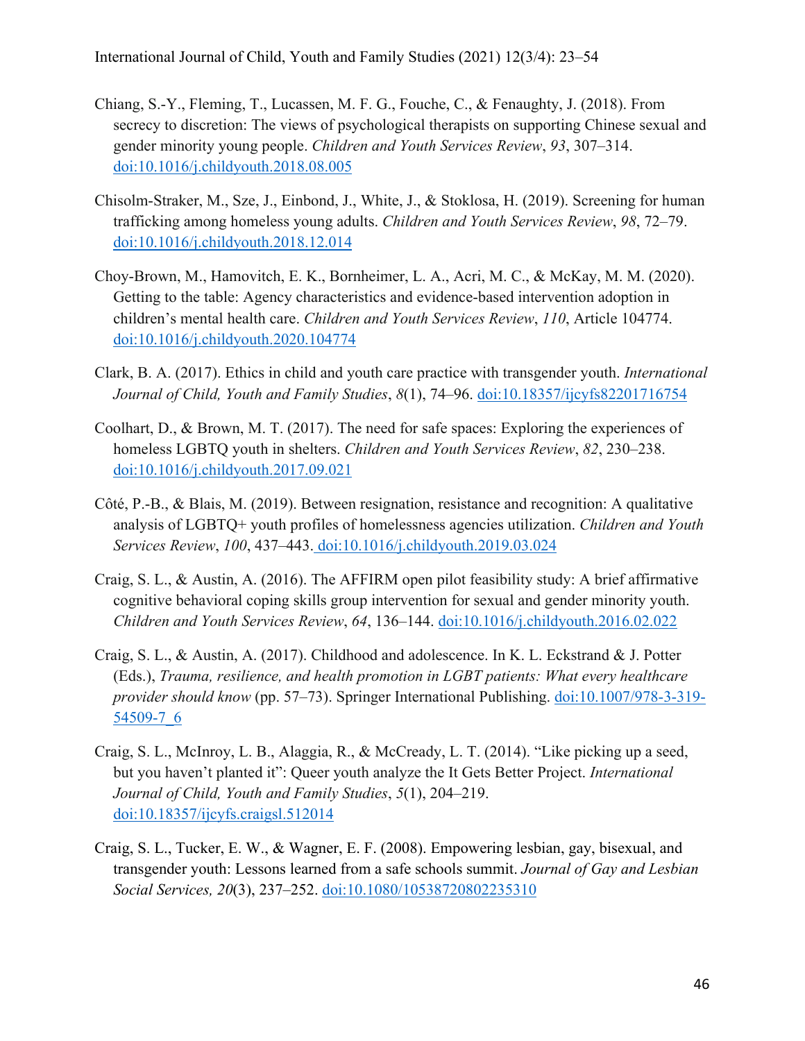Chiang, S.-Y., Fleming, T., Lucassen, M. F. G., Fouche, C., & Fenaughty, J. (2018). From secrecy to discretion: The views of psychological therapists on supporting Chinese sexual and gender minority young people. *Children and Youth Services Review*, *93*, 307–314. doi:10.1016/j.childyouth.2018.08.005

Chisolm-Straker, M., Sze, J., Einbond, J., White, J., & Stoklosa, H. (2019). Screening for human trafficking among homeless young adults. *Children and Youth Services Review*, *98*, 72–79. doi:10.1016/j.childyouth.2018.12.014

Choy-Brown, M., Hamovitch, E. K., Bornheimer, L. A., Acri, M. C., & McKay, M. M. (2020). Getting to the table: Agency characteristics and evidence-based intervention adoption in children's mental health care. *Children and Youth Services Review*, *110*, Article 104774. doi:10.1016/j.childyouth.2020.104774

Clark, B. A. (2017). Ethics in child and youth care practice with transgender youth. *International Journal of Child, Youth and Family Studies*, *8*(1), 74–96. doi:10.18357/ijcyfs82201716754

Coolhart, D., & Brown, M. T. (2017). The need for safe spaces: Exploring the experiences of homeless LGBTQ youth in shelters. *Children and Youth Services Review*, *82*, 230–238. doi:10.1016/j.childyouth.2017.09.021

Côté, P.-B., & Blais, M. (2019). Between resignation, resistance and recognition: A qualitative analysis of LGBTQ+ youth profiles of homelessness agencies utilization. *Children and Youth Services Review*, *100*, 437–443. doi:10.1016/j.childyouth.2019.03.024

Craig, S. L., & Austin, A. (2016). The AFFIRM open pilot feasibility study: A brief affirmative cognitive behavioral coping skills group intervention for sexual and gender minority youth. *Children and Youth Services Review*, *64*, 136–144. doi:10.1016/j.childyouth.2016.02.022

Craig, S. L., & Austin, A. (2017). Childhood and adolescence. In K. L. Eckstrand & J. Potter (Eds.), *Trauma, resilience, and health promotion in LGBT patients: What every healthcare provider should know* (pp. 57–73). Springer International Publishing. doi:10.1007/978-3-319-54509-7_6

Craig, S. L., McInroy, L. B., Alaggia, R., & McCready, L. T. (2014). "Like picking up a seed, but you haven't planted it": Queer youth analyze the It Gets Better Project. *International Journal of Child, Youth and Family Studies*, *5*(1), 204–219. doi:10.18357/ijcyfs.craigsl.512014

Craig, S. L., Tucker, E. W., & Wagner, E. F. (2008). Empowering lesbian, gay, bisexual, and transgender youth: Lessons learned from a safe schools summit. *Journal of Gay and Lesbian Social Services, 20*(3), 237–252. doi:10.1080/10538720802235310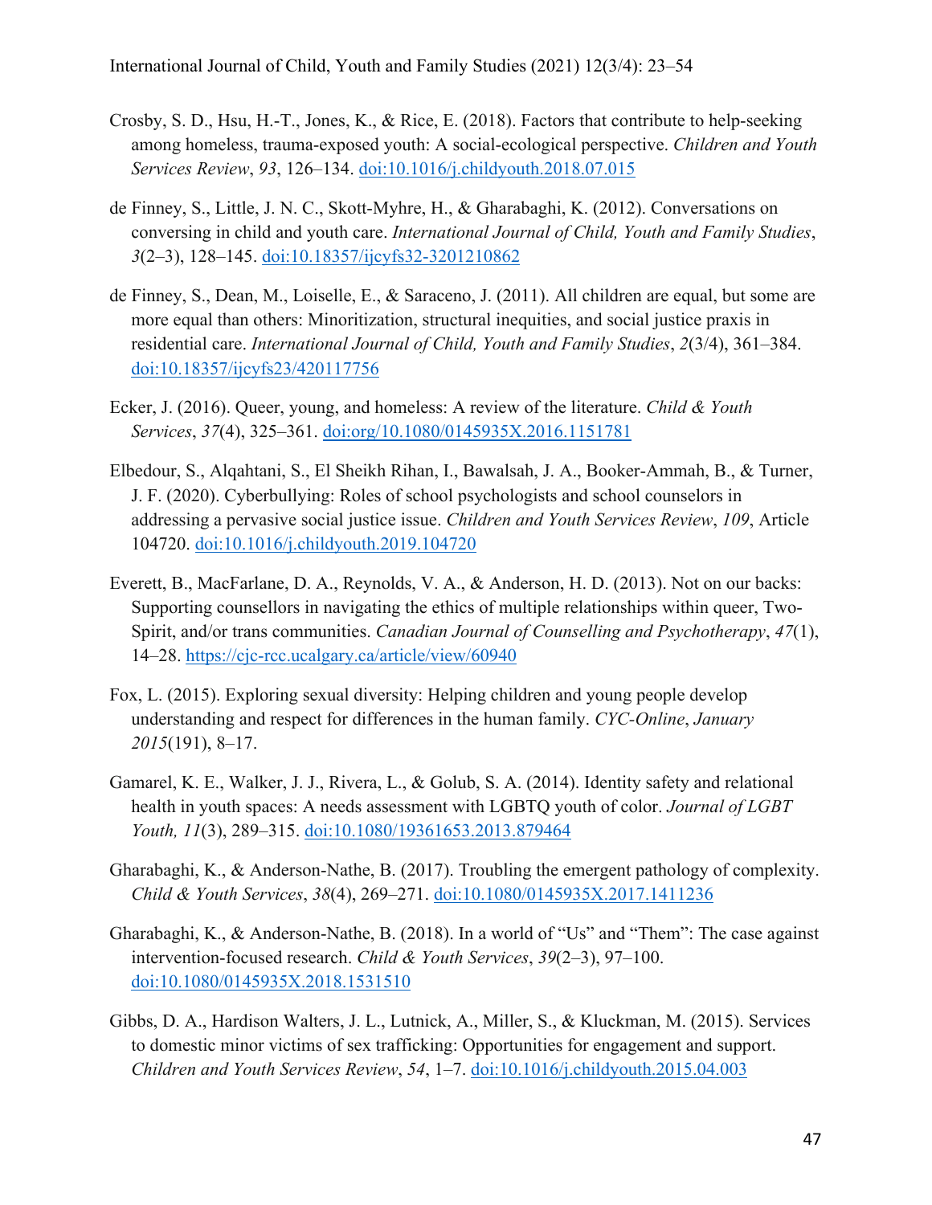Crosby, S. D., Hsu, H.-T., Jones, K., & Rice, E. (2018). Factors that contribute to help-seeking among homeless, trauma-exposed youth: A social-ecological perspective. *Children and Youth Services Review*, *93*, 126–134. doi:10.1016/j.childyouth.2018.07.015

de Finney, S., Little, J. N. C., Skott-Myhre, H., & Gharabaghi, K. (2012). Conversations on conversing in child and youth care. *International Journal of Child, Youth and Family Studies*, *3*(2–3), 128–145. doi:10.18357/ijcyfs32-3201210862

de Finney, S., Dean, M., Loiselle, E., & Saraceno, J. (2011). All children are equal, but some are more equal than others: Minoritization, structural inequities, and social justice praxis in residential care. *International Journal of Child, Youth and Family Studies*, *2*(3/4), 361–384. doi:10.18357/ijcyfs23/420117756

Ecker, J. (2016). Queer, young, and homeless: A review of the literature. *Child & Youth Services*, *37*(4), 325–361. doi:org/10.1080/0145935X.2016.1151781

Elbedour, S., Alqahtani, S., El Sheikh Rihan, I., Bawalsah, J. A., Booker-Ammah, B., & Turner, J. F. (2020). Cyberbullying: Roles of school psychologists and school counselors in addressing a pervasive social justice issue. *Children and Youth Services Review*, *109*, Article 104720. doi:10.1016/j.childyouth.2019.104720

Everett, B., MacFarlane, D. A., Reynolds, V. A., & Anderson, H. D. (2013). Not on our backs: Supporting counsellors in navigating the ethics of multiple relationships within queer, Two-Spirit, and/or trans communities. *Canadian Journal of Counselling and Psychotherapy*, *47*(1), 14–28. https://cjc-rcc.ucalgary.ca/article/view/60940

Fox, L. (2015). Exploring sexual diversity: Helping children and young people develop understanding and respect for differences in the human family. *CYC-Online*, *January 2015*(191), 8–17.

Gamarel, K. E., Walker, J. J., Rivera, L., & Golub, S. A. (2014). Identity safety and relational health in youth spaces: A needs assessment with LGBTQ youth of color. *Journal of LGBT Youth, 11*(3), 289–315. doi:10.1080/19361653.2013.879464

Gharabaghi, K., & Anderson-Nathe, B. (2017). Troubling the emergent pathology of complexity. *Child & Youth Services*, *38*(4), 269–271. doi:10.1080/0145935X.2017.1411236

Gharabaghi, K., & Anderson-Nathe, B. (2018). In a world of "Us" and "Them": The case against intervention-focused research. *Child & Youth Services*, *39*(2–3), 97–100. doi:10.1080/0145935X.2018.1531510

Gibbs, D. A., Hardison Walters, J. L., Lutnick, A., Miller, S., & Kluckman, M. (2015). Services to domestic minor victims of sex trafficking: Opportunities for engagement and support. *Children and Youth Services Review*, *54*, 1–7. doi:10.1016/j.childyouth.2015.04.003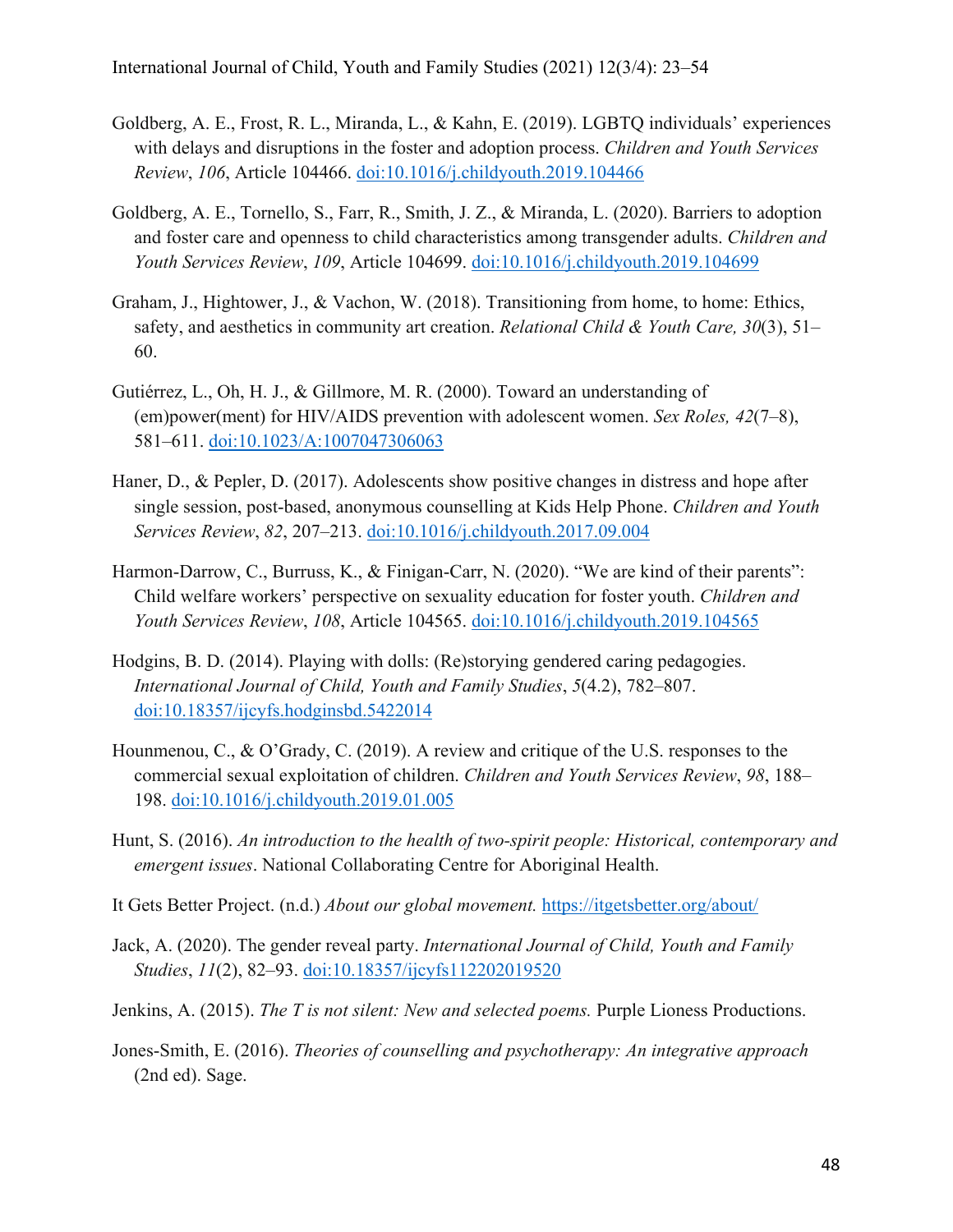Goldberg, A. E., Frost, R. L., Miranda, L., & Kahn, E. (2019). LGBTQ individuals' experiences with delays and disruptions in the foster and adoption process. *Children and Youth Services Review*, *106*, Article 104466. doi:10.1016/j.childyouth.2019.104466

Goldberg, A. E., Tornello, S., Farr, R., Smith, J. Z., & Miranda, L. (2020). Barriers to adoption and foster care and openness to child characteristics among transgender adults. *Children and Youth Services Review*, *109*, Article 104699. doi:10.1016/j.childyouth.2019.104699

Graham, J., Hightower, J., & Vachon, W. (2018). Transitioning from home, to home: Ethics, safety, and aesthetics in community art creation. *Relational Child & Youth Care, 30*(3), 51–60.

Gutiérrez, L., Oh, H. J., & Gillmore, M. R. (2000). Toward an understanding of (em)power(ment) for HIV/AIDS prevention with adolescent women. *Sex Roles, 42*(7–8), 581–611. doi:10.1023/A:1007047306063

Haner, D., & Pepler, D. (2017). Adolescents show positive changes in distress and hope after single session, post-based, anonymous counselling at Kids Help Phone. *Children and Youth Services Review*, *82*, 207–213. doi:10.1016/j.childyouth.2017.09.004

Harmon-Darrow, C., Burruss, K., & Finigan-Carr, N. (2020). "We are kind of their parents": Child welfare workers' perspective on sexuality education for foster youth. *Children and Youth Services Review*, *108*, Article 104565. doi:10.1016/j.childyouth.2019.104565

Hodgins, B. D. (2014). Playing with dolls: (Re)storying gendered caring pedagogies. *International Journal of Child, Youth and Family Studies*, *5*(4.2), 782–807. doi:10.18357/ijcyfs.hodginsbd.5422014

Hounmenou, C., & O'Grady, C. (2019). A review and critique of the U.S. responses to the commercial sexual exploitation of children. *Children and Youth Services Review*, *98*, 188–198. doi:10.1016/j.childyouth.2019.01.005

Hunt, S. (2016). *An introduction to the health of two-spirit people: Historical, contemporary and emergent issues*. National Collaborating Centre for Aboriginal Health.

It Gets Better Project. (n.d.) *About our global movement.* https://itgetsbetter.org/about/

Jack, A. (2020). The gender reveal party. *International Journal of Child, Youth and Family Studies*, *11*(2), 82–93. doi:10.18357/ijcyfs112202019520

Jenkins, A. (2015). *The T is not silent: New and selected poems.* Purple Lioness Productions.

Jones-Smith, E. (2016). *Theories of counselling and psychotherapy: An integrative approach* (2nd ed). Sage.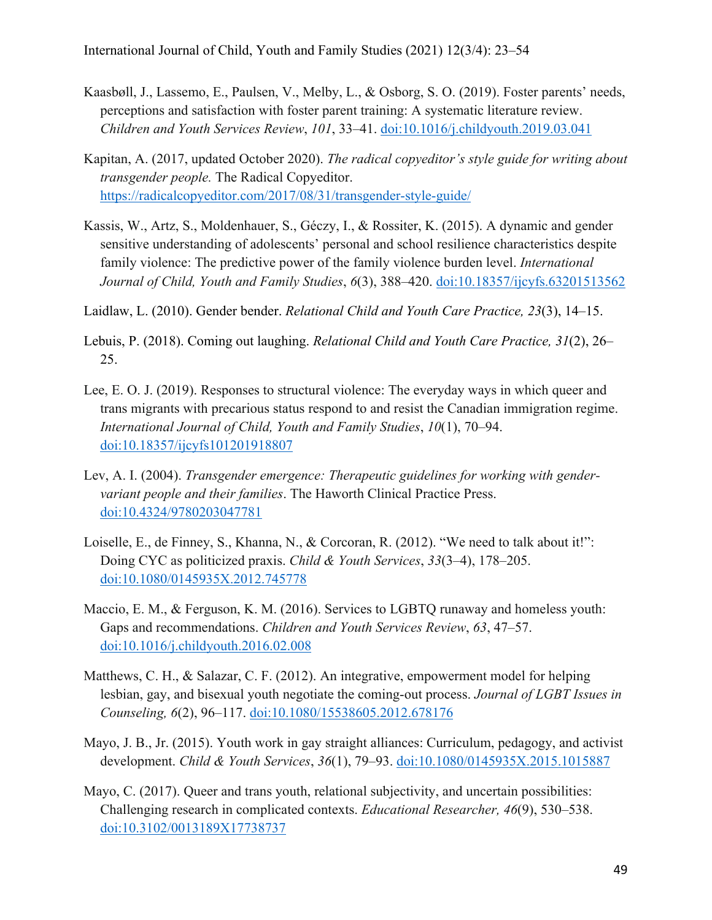Kaasbøll, J., Lassemo, E., Paulsen, V., Melby, L., & Osborg, S. O. (2019). Foster parents' needs, perceptions and satisfaction with foster parent training: A systematic literature review. *Children and Youth Services Review*, *101*, 33–41. doi:10.1016/j.childyouth.2019.03.041

Kapitan, A. (2017, updated October 2020). *The radical copyeditor's style guide for writing about transgender people.* The Radical Copyeditor. https://radicalcopyeditor.com/2017/08/31/transgender-style-guide/

Kassis, W., Artz, S., Moldenhauer, S., Géczy, I., & Rossiter, K. (2015). A dynamic and gender sensitive understanding of adolescents' personal and school resilience characteristics despite family violence: The predictive power of the family violence burden level. *International Journal of Child, Youth and Family Studies*, *6*(3), 388–420. doi:10.18357/ijcyfs.63201513562

Laidlaw, L. (2010). Gender bender. *Relational Child and Youth Care Practice, 23*(3), 14–15.

Lebuis, P. (2018). Coming out laughing. *Relational Child and Youth Care Practice, 31*(2), 26–25.

Lee, E. O. J. (2019). Responses to structural violence: The everyday ways in which queer and trans migrants with precarious status respond to and resist the Canadian immigration regime. *International Journal of Child, Youth and Family Studies*, *10*(1), 70–94. doi:10.18357/ijcyfs101201918807

Lev, A. I. (2004). *Transgender emergence: Therapeutic guidelines for working with gender-variant people and their families*. The Haworth Clinical Practice Press. doi:10.4324/9780203047781

Loiselle, E., de Finney, S., Khanna, N., & Corcoran, R. (2012). "We need to talk about it!": Doing CYC as politicized praxis. *Child & Youth Services*, *33*(3–4), 178–205. doi:10.1080/0145935X.2012.745778

Maccio, E. M., & Ferguson, K. M. (2016). Services to LGBTQ runaway and homeless youth: Gaps and recommendations. *Children and Youth Services Review*, *63*, 47–57. doi:10.1016/j.childyouth.2016.02.008

Matthews, C. H., & Salazar, C. F. (2012). An integrative, empowerment model for helping lesbian, gay, and bisexual youth negotiate the coming-out process. *Journal of LGBT Issues in Counseling, 6*(2), 96–117. doi:10.1080/15538605.2012.678176

Mayo, J. B., Jr. (2015). Youth work in gay straight alliances: Curriculum, pedagogy, and activist development. *Child & Youth Services*, *36*(1), 79–93. doi:10.1080/0145935X.2015.1015887

Mayo, C. (2017). Queer and trans youth, relational subjectivity, and uncertain possibilities: Challenging research in complicated contexts. *Educational Researcher, 46*(9), 530–538. doi:10.3102/0013189X17738737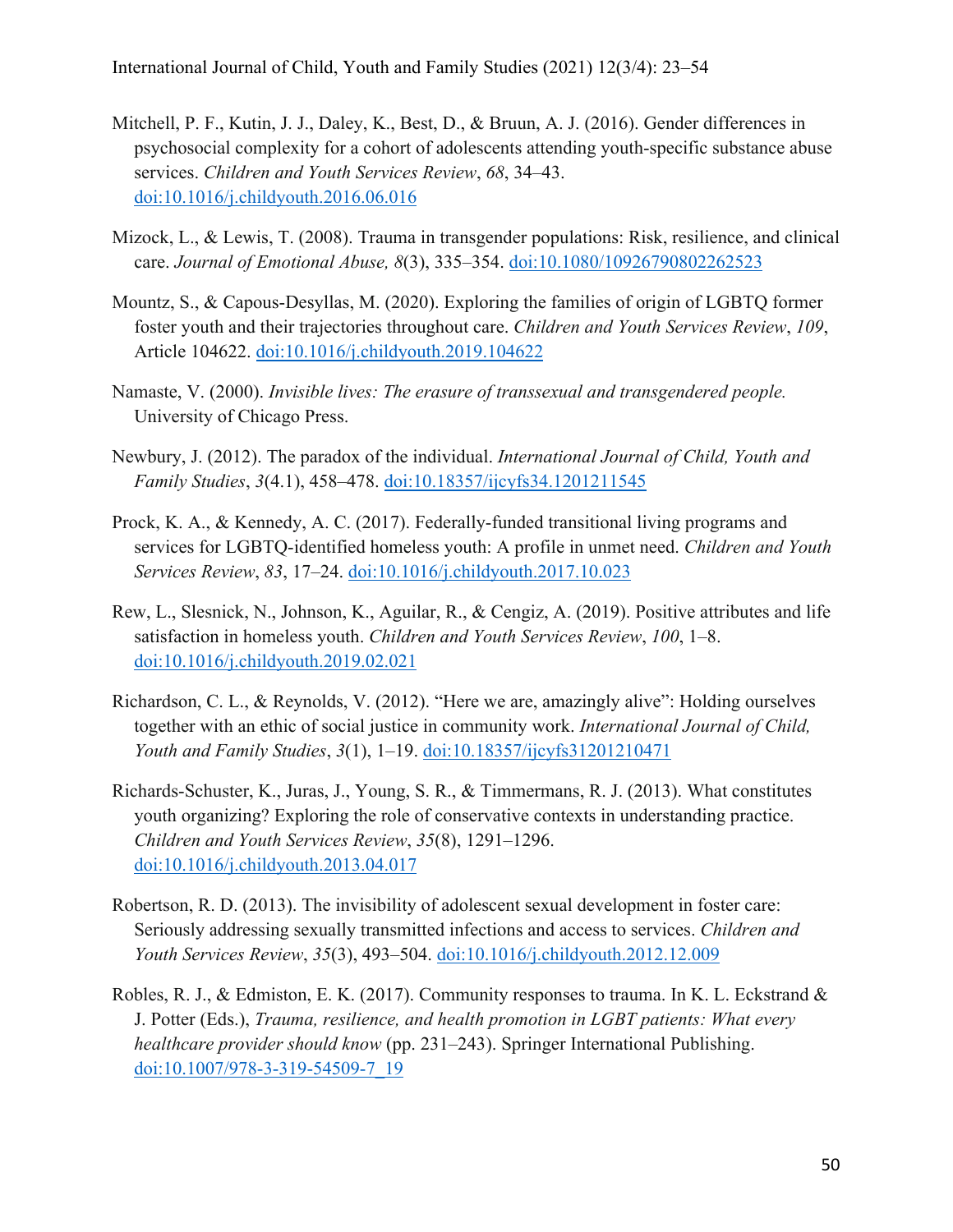Mitchell, P. F., Kutin, J. J., Daley, K., Best, D., & Bruun, A. J. (2016). Gender differences in psychosocial complexity for a cohort of adolescents attending youth-specific substance abuse services. *Children and Youth Services Review*, *68*, 34–43. doi:10.1016/j.childyouth.2016.06.016

Mizock, L., & Lewis, T. (2008). Trauma in transgender populations: Risk, resilience, and clinical care. *Journal of Emotional Abuse, 8*(3), 335–354. doi:10.1080/10926790802262523

Mountz, S., & Capous-Desyllas, M. (2020). Exploring the families of origin of LGBTQ former foster youth and their trajectories throughout care. *Children and Youth Services Review*, *109*, Article 104622. doi:10.1016/j.childyouth.2019.104622

Namaste, V. (2000). *Invisible lives: The erasure of transsexual and transgendered people.* University of Chicago Press.

Newbury, J. (2012). The paradox of the individual. *International Journal of Child, Youth and Family Studies*, *3*(4.1), 458–478. doi:10.18357/ijcyfs34.1201211545

Prock, K. A., & Kennedy, A. C. (2017). Federally-funded transitional living programs and services for LGBTQ-identified homeless youth: A profile in unmet need. *Children and Youth Services Review*, *83*, 17–24. doi:10.1016/j.childyouth.2017.10.023

Rew, L., Slesnick, N., Johnson, K., Aguilar, R., & Cengiz, A. (2019). Positive attributes and life satisfaction in homeless youth. *Children and Youth Services Review*, *100*, 1–8. doi:10.1016/j.childyouth.2019.02.021

Richardson, C. L., & Reynolds, V. (2012). "Here we are, amazingly alive": Holding ourselves together with an ethic of social justice in community work. *International Journal of Child, Youth and Family Studies*, *3*(1), 1–19. doi:10.18357/ijcyfs31201210471

Richards-Schuster, K., Juras, J., Young, S. R., & Timmermans, R. J. (2013). What constitutes youth organizing? Exploring the role of conservative contexts in understanding practice. *Children and Youth Services Review*, *35*(8), 1291–1296. doi:10.1016/j.childyouth.2013.04.017

Robertson, R. D. (2013). The invisibility of adolescent sexual development in foster care: Seriously addressing sexually transmitted infections and access to services. *Children and Youth Services Review*, *35*(3), 493–504. doi:10.1016/j.childyouth.2012.12.009

Robles, R. J., & Edmiston, E. K. (2017). Community responses to trauma. In K. L. Eckstrand & J. Potter (Eds.), *Trauma, resilience, and health promotion in LGBT patients: What every healthcare provider should know* (pp. 231–243). Springer International Publishing. doi:10.1007/978-3-319-54509-7_19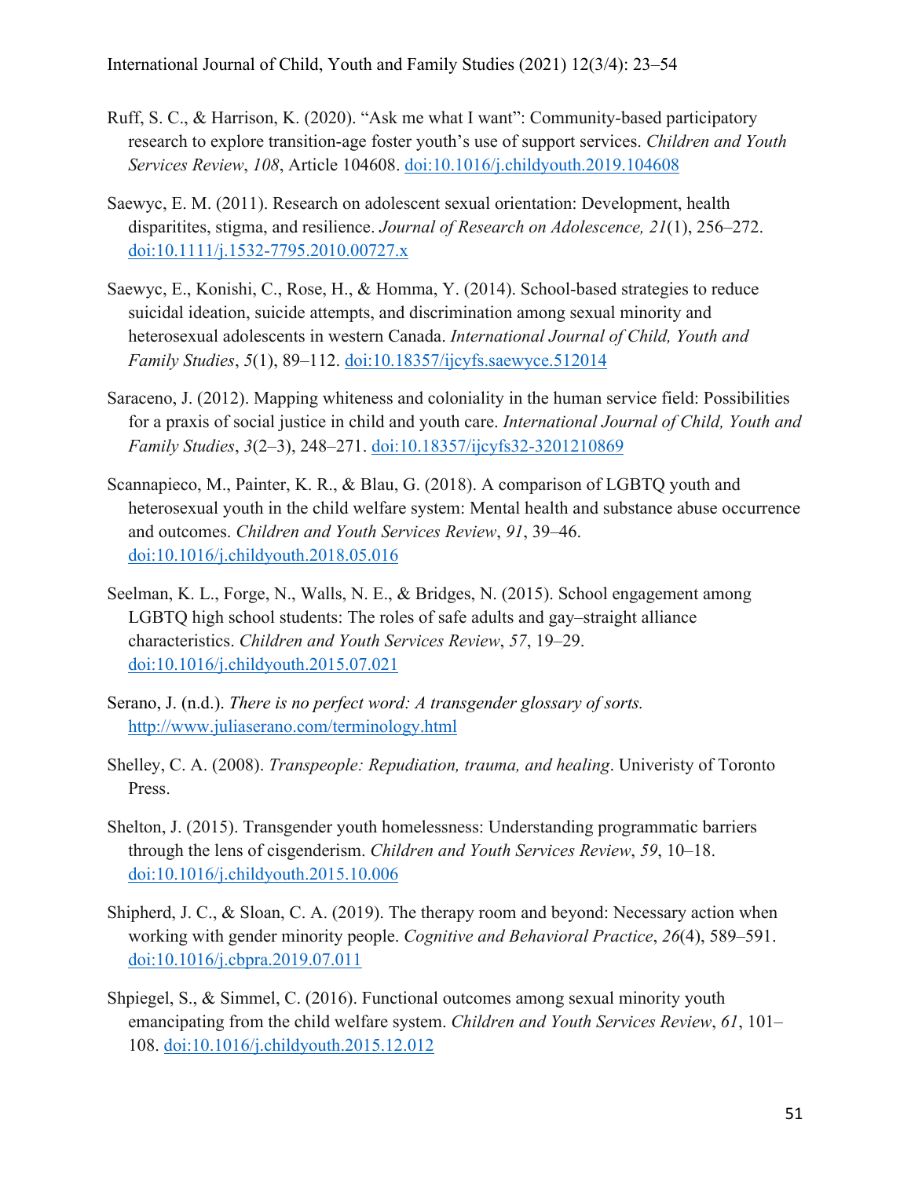Ruff, S. C., & Harrison, K. (2020). "Ask me what I want": Community-based participatory research to explore transition-age foster youth's use of support services. *Children and Youth Services Review*, *108*, Article 104608. doi:10.1016/j.childyouth.2019.104608

Saewyc, E. M. (2011). Research on adolescent sexual orientation: Development, health disparitites, stigma, and resilience. *Journal of Research on Adolescence, 21*(1), 256–272. doi:10.1111/j.1532-7795.2010.00727.x

Saewyc, E., Konishi, C., Rose, H., & Homma, Y. (2014). School-based strategies to reduce suicidal ideation, suicide attempts, and discrimination among sexual minority and heterosexual adolescents in western Canada. *International Journal of Child, Youth and Family Studies*, *5*(1), 89–112. doi:10.18357/ijcyfs.saewyce.512014

Saraceno, J. (2012). Mapping whiteness and coloniality in the human service field: Possibilities for a praxis of social justice in child and youth care. *International Journal of Child, Youth and Family Studies*, *3*(2–3), 248–271. doi:10.18357/ijcyfs32-3201210869

Scannapieco, M., Painter, K. R., & Blau, G. (2018). A comparison of LGBTQ youth and heterosexual youth in the child welfare system: Mental health and substance abuse occurrence and outcomes. *Children and Youth Services Review*, *91*, 39–46. doi:10.1016/j.childyouth.2018.05.016

Seelman, K. L., Forge, N., Walls, N. E., & Bridges, N. (2015). School engagement among LGBTQ high school students: The roles of safe adults and gay–straight alliance characteristics. *Children and Youth Services Review*, *57*, 19–29. doi:10.1016/j.childyouth.2015.07.021

Serano, J. (n.d.). *There is no perfect word: A transgender glossary of sorts.* http://www.juliaserano.com/terminology.html

Shelley, C. A. (2008). *Transpeople: Repudiation, trauma, and healing*. Univeristy of Toronto Press.

Shelton, J. (2015). Transgender youth homelessness: Understanding programmatic barriers through the lens of cisgenderism. *Children and Youth Services Review*, *59*, 10–18. doi:10.1016/j.childyouth.2015.10.006

Shipherd, J. C., & Sloan, C. A. (2019). The therapy room and beyond: Necessary action when working with gender minority people. *Cognitive and Behavioral Practice*, *26*(4), 589–591. doi:10.1016/j.cbpra.2019.07.011

Shpiegel, S., & Simmel, C. (2016). Functional outcomes among sexual minority youth emancipating from the child welfare system. *Children and Youth Services Review*, *61*, 101–108. doi:10.1016/j.childyouth.2015.12.012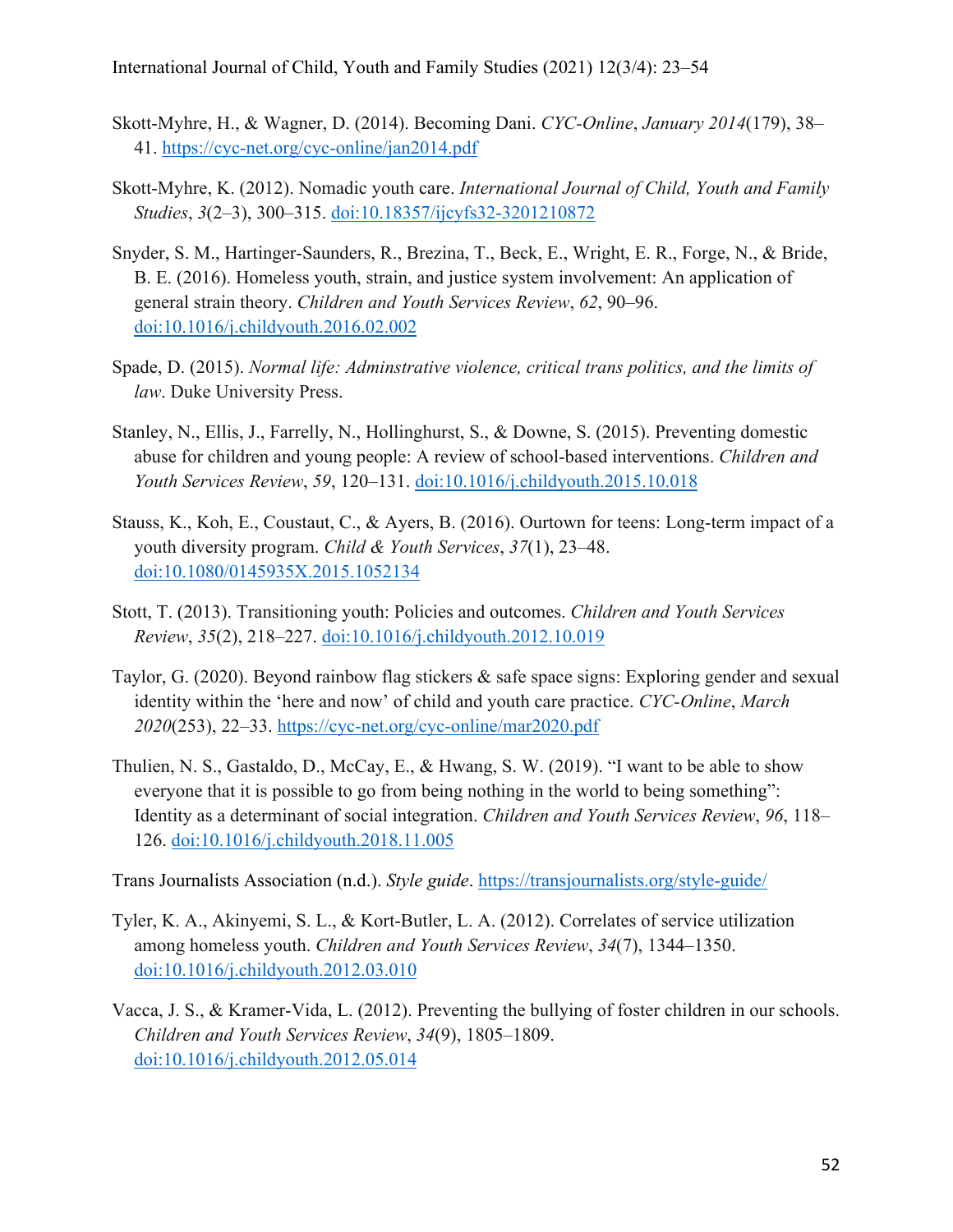Skott-Myhre, H., & Wagner, D. (2014). Becoming Dani. *CYC-Online*, *January 2014*(179), 38–41. https://cyc-net.org/cyc-online/jan2014.pdf

Skott-Myhre, K. (2012). Nomadic youth care. *International Journal of Child, Youth and Family Studies*, *3*(2–3), 300–315. doi:10.18357/ijcyfs32-3201210872

Snyder, S. M., Hartinger-Saunders, R., Brezina, T., Beck, E., Wright, E. R., Forge, N., & Bride, B. E. (2016). Homeless youth, strain, and justice system involvement: An application of general strain theory. *Children and Youth Services Review*, *62*, 90–96. doi:10.1016/j.childyouth.2016.02.002

Spade, D. (2015). *Normal life: Adminstrative violence, critical trans politics, and the limits of law*. Duke University Press.

Stanley, N., Ellis, J., Farrelly, N., Hollinghurst, S., & Downe, S. (2015). Preventing domestic abuse for children and young people: A review of school-based interventions. *Children and Youth Services Review*, *59*, 120–131. doi:10.1016/j.childyouth.2015.10.018

Stauss, K., Koh, E., Coustaut, C., & Ayers, B. (2016). Ourtown for teens: Long-term impact of a youth diversity program. *Child & Youth Services*, *37*(1), 23–48. doi:10.1080/0145935X.2015.1052134

Stott, T. (2013). Transitioning youth: Policies and outcomes. *Children and Youth Services Review*, *35*(2), 218–227. doi:10.1016/j.childyouth.2012.10.019

Taylor, G. (2020). Beyond rainbow flag stickers & safe space signs: Exploring gender and sexual identity within the 'here and now' of child and youth care practice. *CYC-Online*, *March 2020*(253), 22–33. https://cyc-net.org/cyc-online/mar2020.pdf

Thulien, N. S., Gastaldo, D., McCay, E., & Hwang, S. W. (2019). "I want to be able to show everyone that it is possible to go from being nothing in the world to being something": Identity as a determinant of social integration. *Children and Youth Services Review*, *96*, 118–126. doi:10.1016/j.childyouth.2018.11.005

Trans Journalists Association (n.d.). *Style guide*. https://transjournalists.org/style-guide/

Tyler, K. A., Akinyemi, S. L., & Kort-Butler, L. A. (2012). Correlates of service utilization among homeless youth. *Children and Youth Services Review*, *34*(7), 1344–1350. doi:10.1016/j.childyouth.2012.03.010

Vacca, J. S., & Kramer-Vida, L. (2012). Preventing the bullying of foster children in our schools. *Children and Youth Services Review*, *34*(9), 1805–1809. doi:10.1016/j.childyouth.2012.05.014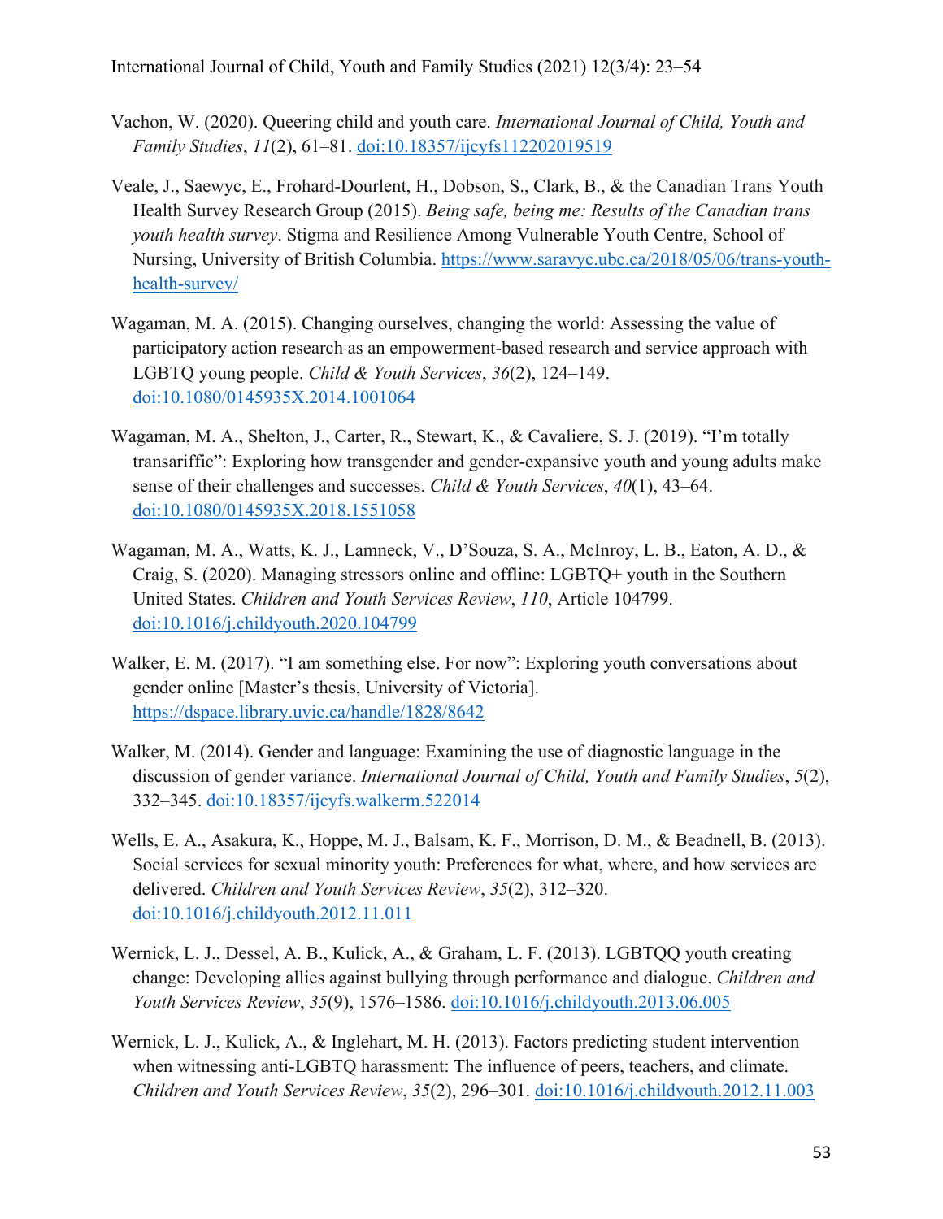Vachon, W. (2020). Queering child and youth care. *International Journal of Child, Youth and Family Studies*, *11*(2), 61–81. doi:10.18357/ijcyfs112202019519

Veale, J., Saewyc, E., Frohard-Dourlent, H., Dobson, S., Clark, B., & the Canadian Trans Youth Health Survey Research Group (2015). *Being safe, being me: Results of the Canadian trans youth health survey*. Stigma and Resilience Among Vulnerable Youth Centre, School of Nursing, University of British Columbia. https://www.saravyc.ubc.ca/2018/05/06/trans-youth-health-survey/

Wagaman, M. A. (2015). Changing ourselves, changing the world: Assessing the value of participatory action research as an empowerment-based research and service approach with LGBTQ young people. *Child & Youth Services*, *36*(2), 124–149. doi:10.1080/0145935X.2014.1001064

Wagaman, M. A., Shelton, J., Carter, R., Stewart, K., & Cavaliere, S. J. (2019). "I'm totally transariffic": Exploring how transgender and gender-expansive youth and young adults make sense of their challenges and successes. *Child & Youth Services*, *40*(1), 43–64. doi:10.1080/0145935X.2018.1551058

Wagaman, M. A., Watts, K. J., Lamneck, V., D'Souza, S. A., McInroy, L. B., Eaton, A. D., & Craig, S. (2020). Managing stressors online and offline: LGBTQ+ youth in the Southern United States. *Children and Youth Services Review*, *110*, Article 104799. doi:10.1016/j.childyouth.2020.104799

Walker, E. M. (2017). "I am something else. For now": Exploring youth conversations about gender online [Master's thesis, University of Victoria]. https://dspace.library.uvic.ca/handle/1828/8642

Walker, M. (2014). Gender and language: Examining the use of diagnostic language in the discussion of gender variance. *International Journal of Child, Youth and Family Studies*, *5*(2), 332–345. doi:10.18357/ijcyfs.walkerm.522014

Wells, E. A., Asakura, K., Hoppe, M. J., Balsam, K. F., Morrison, D. M., & Beadnell, B. (2013). Social services for sexual minority youth: Preferences for what, where, and how services are delivered. *Children and Youth Services Review*, *35*(2), 312–320. doi:10.1016/j.childyouth.2012.11.011

Wernick, L. J., Dessel, A. B., Kulick, A., & Graham, L. F. (2013). LGBTQQ youth creating change: Developing allies against bullying through performance and dialogue. *Children and Youth Services Review*, *35*(9), 1576–1586. doi:10.1016/j.childyouth.2013.06.005

Wernick, L. J., Kulick, A., & Inglehart, M. H. (2013). Factors predicting student intervention when witnessing anti-LGBTQ harassment: The influence of peers, teachers, and climate. *Children and Youth Services Review*, *35*(2), 296–301. doi:10.1016/j.childyouth.2012.11.003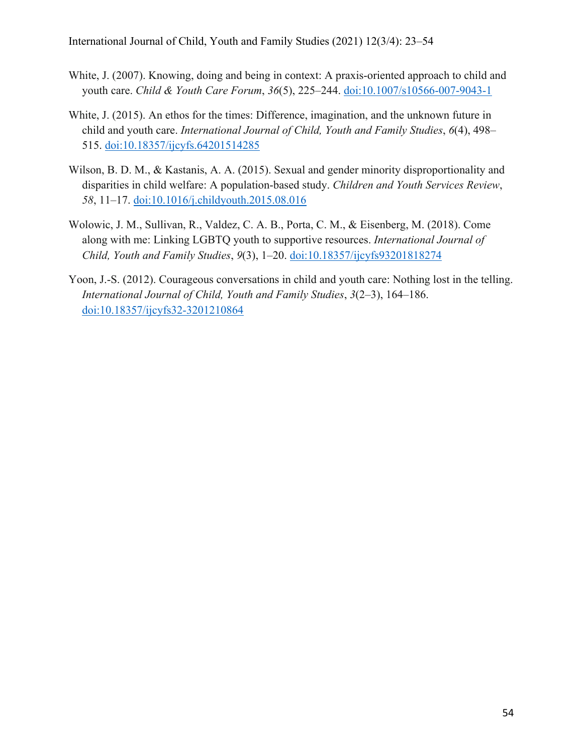White, J. (2007). Knowing, doing and being in context: A praxis-oriented approach to child and youth care. *Child & Youth Care Forum*, *36*(5), 225–244. doi:10.1007/s10566-007-9043-1

White, J. (2015). An ethos for the times: Difference, imagination, and the unknown future in child and youth care. *International Journal of Child, Youth and Family Studies*, *6*(4), 498–515. doi:10.18357/ijcyfs.64201514285

Wilson, B. D. M., & Kastanis, A. A. (2015). Sexual and gender minority disproportionality and disparities in child welfare: A population-based study. *Children and Youth Services Review*, *58*, 11–17. doi:10.1016/j.childyouth.2015.08.016

Wolowic, J. M., Sullivan, R., Valdez, C. A. B., Porta, C. M., & Eisenberg, M. (2018). Come along with me: Linking LGBTQ youth to supportive resources. *International Journal of Child, Youth and Family Studies*, *9*(3), 1–20. doi:10.18357/ijcyfs93201818274

Yoon, J.-S. (2012). Courageous conversations in child and youth care: Nothing lost in the telling. *International Journal of Child, Youth and Family Studies*, *3*(2–3), 164–186. doi:10.18357/ijcyfs32-3201210864